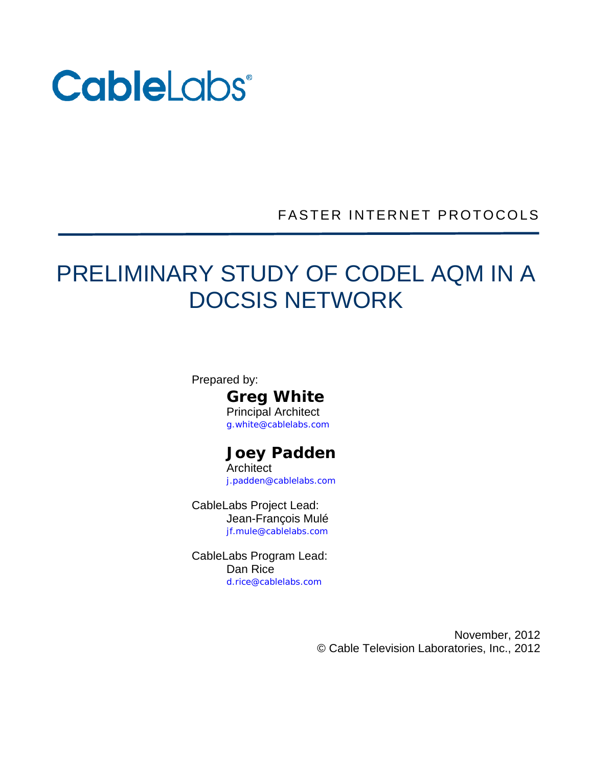CableLabs®

FASTER INTERNET PROTOCOLS

# PRELIMINARY STUDY OF CODEL AQM IN A DOCSIS NETWORK

Prepared by:

**Greg White**
Principal Architect
g.white@cablelabs.com

**Joey Padden**
Architect
j.padden@cablelabs.com

CableLabs Project Lead:
Jean-François Mulé
jf.mule@cablelabs.com

CableLabs Program Lead:
Dan Rice
d.rice@cablelabs.com

November, 2012
© Cable Television Laboratories, Inc., 2012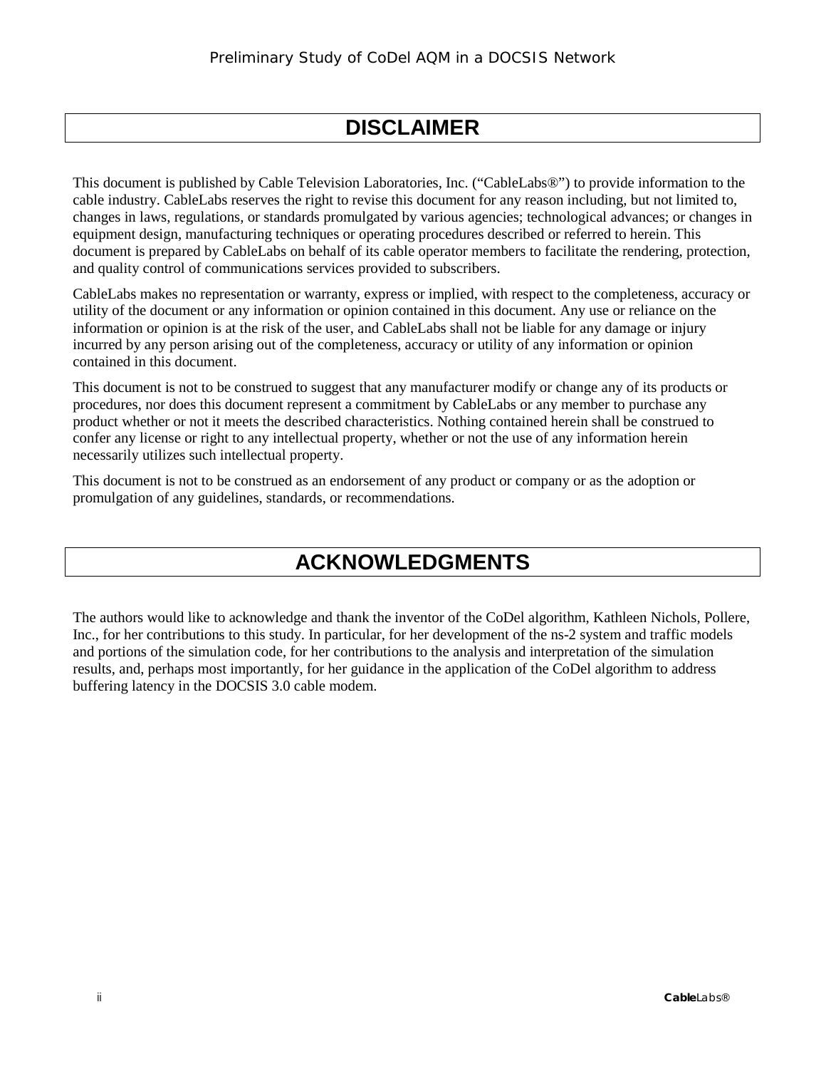# DISCLAIMER

This document is published by Cable Television Laboratories, Inc. ("CableLabs®") to provide information to the cable industry. CableLabs reserves the right to revise this document for any reason including, but not limited to, changes in laws, regulations, or standards promulgated by various agencies; technological advances; or changes in equipment design, manufacturing techniques or operating procedures described or referred to herein. This document is prepared by CableLabs on behalf of its cable operator members to facilitate the rendering, protection, and quality control of communications services provided to subscribers.

CableLabs makes no representation or warranty, express or implied, with respect to the completeness, accuracy or utility of the document or any information or opinion contained in this document. Any use or reliance on the information or opinion is at the risk of the user, and CableLabs shall not be liable for any damage or injury incurred by any person arising out of the completeness, accuracy or utility of any information or opinion contained in this document.

This document is not to be construed to suggest that any manufacturer modify or change any of its products or procedures, nor does this document represent a commitment by CableLabs or any member to purchase any product whether or not it meets the described characteristics. Nothing contained herein shall be construed to confer any license or right to any intellectual property, whether or not the use of any information herein necessarily utilizes such intellectual property.

This document is not to be construed as an endorsement of any product or company or as the adoption or promulgation of any guidelines, standards, or recommendations.

# ACKNOWLEDGMENTS

The authors would like to acknowledge and thank the inventor of the CoDel algorithm, Kathleen Nichols, Pollere, Inc., for her contributions to this study. In particular, for her development of the ns-2 system and traffic models and portions of the simulation code, for her contributions to the analysis and interpretation of the simulation results, and, perhaps most importantly, for her guidance in the application of the CoDel algorithm to address buffering latency in the DOCSIS 3.0 cable modem.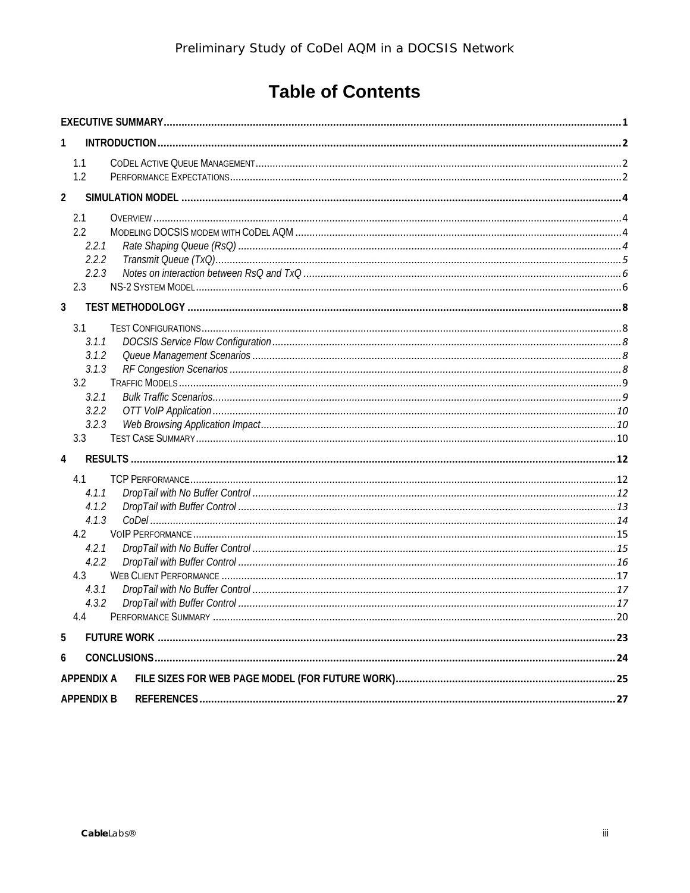# Table of Contents

**EXECUTIVE SUMMARY** ........ **1**

**1 INTRODUCTION** ........ **2**

- 1.1 CoDel Active Queue Management ........ 2
- 1.2 Performance Expectations ........ 2

**2 SIMULATION MODEL** ........ **4**

- 2.1 Overview ........ 4
- 2.2 Modeling DOCSIS modem with CoDel AQM ........ 4
  - *2.2.1 Rate Shaping Queue (RsQ)* ........ *4*
  - *2.2.2 Transmit Queue (TxQ)* ........ *5*
  - *2.2.3 Notes on interaction between RsQ and TxQ* ........ *6*
- 2.3 NS-2 System Model ........ 6

**3 TEST METHODOLOGY** ........ **8**

- 3.1 Test Configurations ........ 8
  - *3.1.1 DOCSIS Service Flow Configuration* ........ *8*
  - *3.1.2 Queue Management Scenarios* ........ *8*
  - *3.1.3 RF Congestion Scenarios* ........ *8*
- 3.2 Traffic Models ........ 9
  - *3.2.1 Bulk Traffic Scenarios* ........ *9*
  - *3.2.2 OTT VoIP Application* ........ *10*
  - *3.2.3 Web Browsing Application Impact* ........ *10*
- 3.3 Test Case Summary ........ 10

**4 RESULTS** ........ **12**

- 4.1 TCP Performance ........ 12
  - *4.1.1 DropTail with No Buffer Control* ........ *12*
  - *4.1.2 DropTail with Buffer Control* ........ *13*
  - *4.1.3 CoDel* ........ *14*
- 4.2 VoIP Performance ........ 15
  - *4.2.1 DropTail with No Buffer Control* ........ *15*
  - *4.2.2 DropTail with Buffer Control* ........ *16*
- 4.3 Web Client Performance ........ 17
  - *4.3.1 DropTail with No Buffer Control* ........ *17*
  - *4.3.2 DropTail with Buffer Control* ........ *17*
- 4.4 Performance Summary ........ 20

**5 FUTURE WORK** ........ **23**

**6 CONCLUSIONS** ........ **24**

**APPENDIX A FILE SIZES FOR WEB PAGE MODEL (FOR FUTURE WORK)** ........ **25**

**APPENDIX B REFERENCES** ........ **27**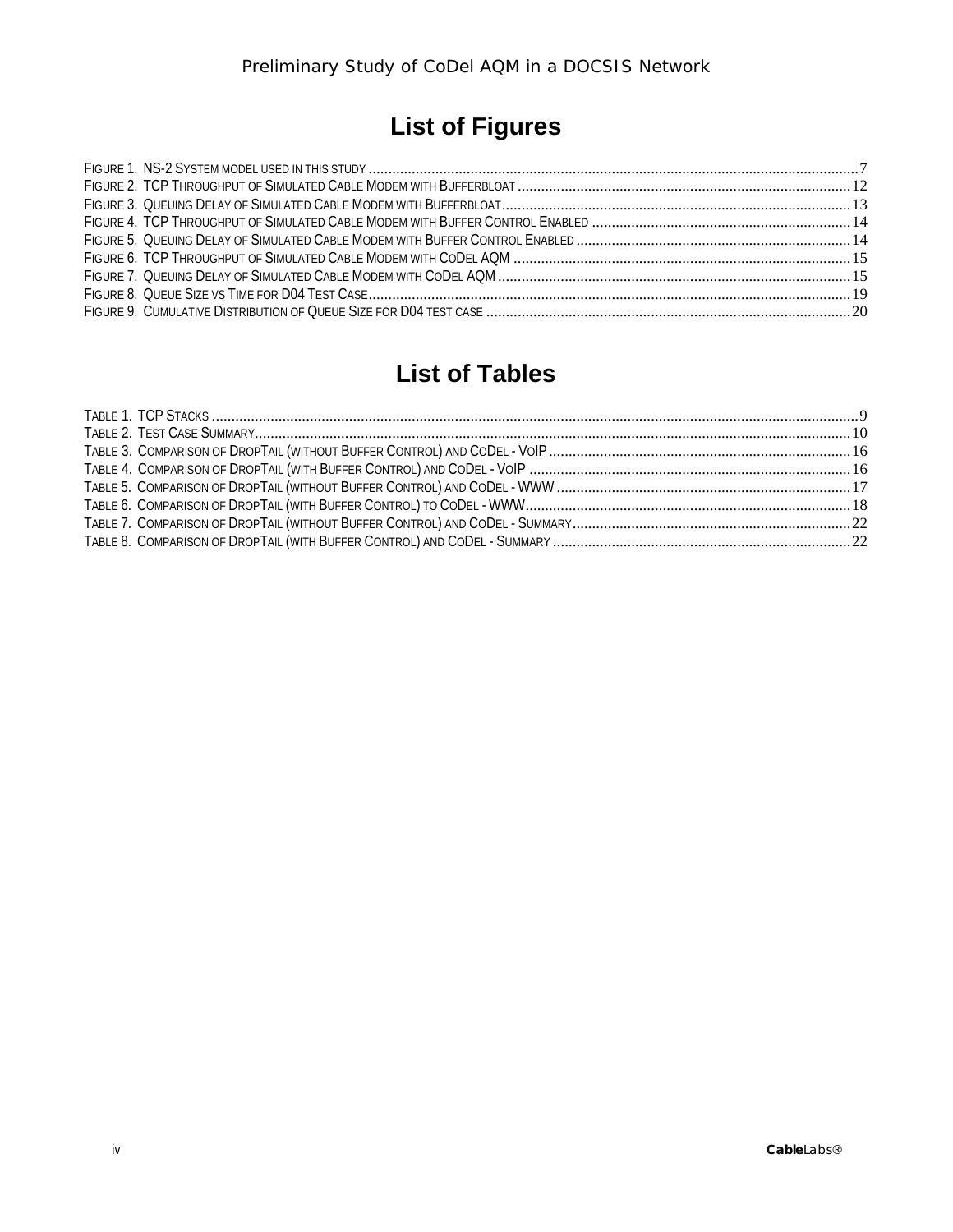# List of Figures

FIGURE 1. NS-2 SYSTEM MODEL USED IN THIS STUDY ....7
FIGURE 2. TCP THROUGHPUT OF SIMULATED CABLE MODEM WITH BUFFERBLOAT ....12
FIGURE 3. QUEUING DELAY OF SIMULATED CABLE MODEM WITH BUFFERBLOAT ....13
FIGURE 4. TCP THROUGHPUT OF SIMULATED CABLE MODEM WITH BUFFER CONTROL ENABLED ....14
FIGURE 5. QUEUING DELAY OF SIMULATED CABLE MODEM WITH BUFFER CONTROL ENABLED ....14
FIGURE 6. TCP THROUGHPUT OF SIMULATED CABLE MODEM WITH CODEL AQM ....15
FIGURE 7. QUEUING DELAY OF SIMULATED CABLE MODEM WITH CODEL AQM ....15
FIGURE 8. QUEUE SIZE VS TIME FOR D04 TEST CASE ....19
FIGURE 9. CUMULATIVE DISTRIBUTION OF QUEUE SIZE FOR D04 TEST CASE ....20

# List of Tables

TABLE 1. TCP STACKS ....9
TABLE 2. TEST CASE SUMMARY ....10
TABLE 3. COMPARISON OF DROPTAIL (WITHOUT BUFFER CONTROL) AND CODEL - VOIP ....16
TABLE 4. COMPARISON OF DROPTAIL (WITH BUFFER CONTROL) AND CODEL - VOIP ....16
TABLE 5. COMPARISON OF DROPTAIL (WITHOUT BUFFER CONTROL) AND CODEL - WWW ....17
TABLE 6. COMPARISON OF DROPTAIL (WITH BUFFER CONTROL) TO CODEL - WWW ....18
TABLE 7. COMPARISON OF DROPTAIL (WITHOUT BUFFER CONTROL) AND CODEL - SUMMARY ....22
TABLE 8. COMPARISON OF DROPTAIL (WITH BUFFER CONTROL) AND CODEL - SUMMARY ....22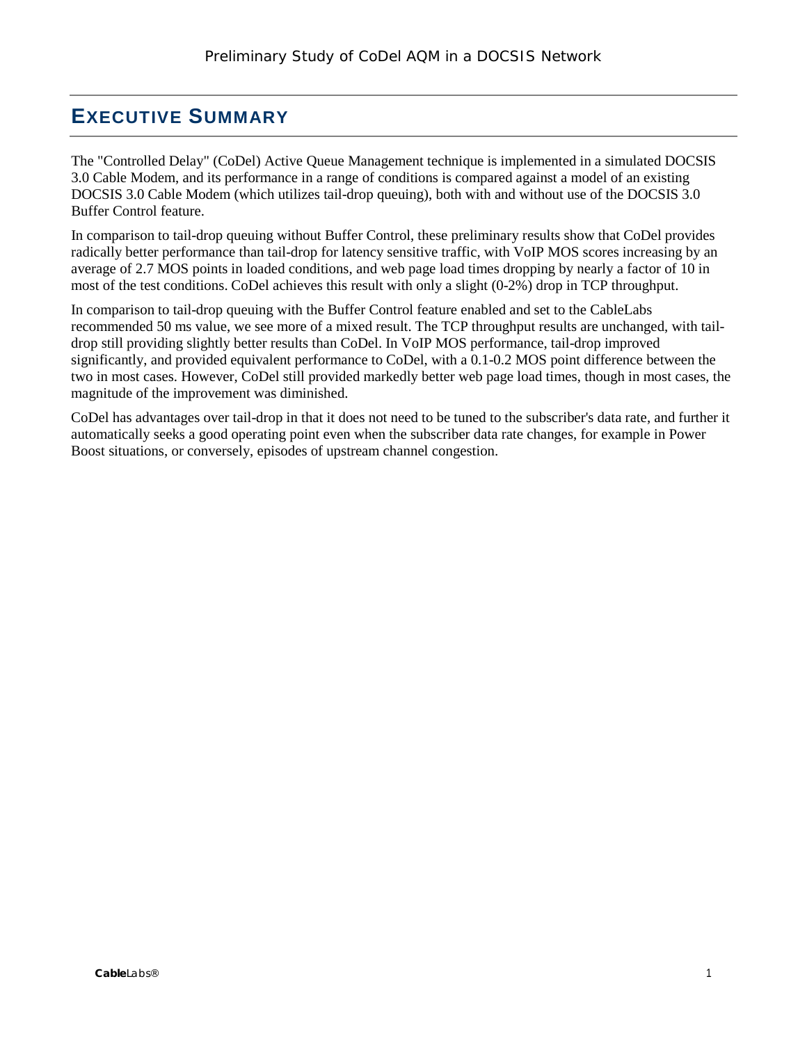# EXECUTIVE SUMMARY

The "Controlled Delay" (CoDel) Active Queue Management technique is implemented in a simulated DOCSIS 3.0 Cable Modem, and its performance in a range of conditions is compared against a model of an existing DOCSIS 3.0 Cable Modem (which utilizes tail-drop queuing), both with and without use of the DOCSIS 3.0 Buffer Control feature.

In comparison to tail-drop queuing without Buffer Control, these preliminary results show that CoDel provides radically better performance than tail-drop for latency sensitive traffic, with VoIP MOS scores increasing by an average of 2.7 MOS points in loaded conditions, and web page load times dropping by nearly a factor of 10 in most of the test conditions. CoDel achieves this result with only a slight (0-2%) drop in TCP throughput.

In comparison to tail-drop queuing with the Buffer Control feature enabled and set to the CableLabs recommended 50 ms value, we see more of a mixed result. The TCP throughput results are unchanged, with tail-drop still providing slightly better results than CoDel. In VoIP MOS performance, tail-drop improved significantly, and provided equivalent performance to CoDel, with a 0.1-0.2 MOS point difference between the two in most cases. However, CoDel still provided markedly better web page load times, though in most cases, the magnitude of the improvement was diminished.

CoDel has advantages over tail-drop in that it does not need to be tuned to the subscriber's data rate, and further it automatically seeks a good operating point even when the subscriber data rate changes, for example in Power Boost situations, or conversely, episodes of upstream channel congestion.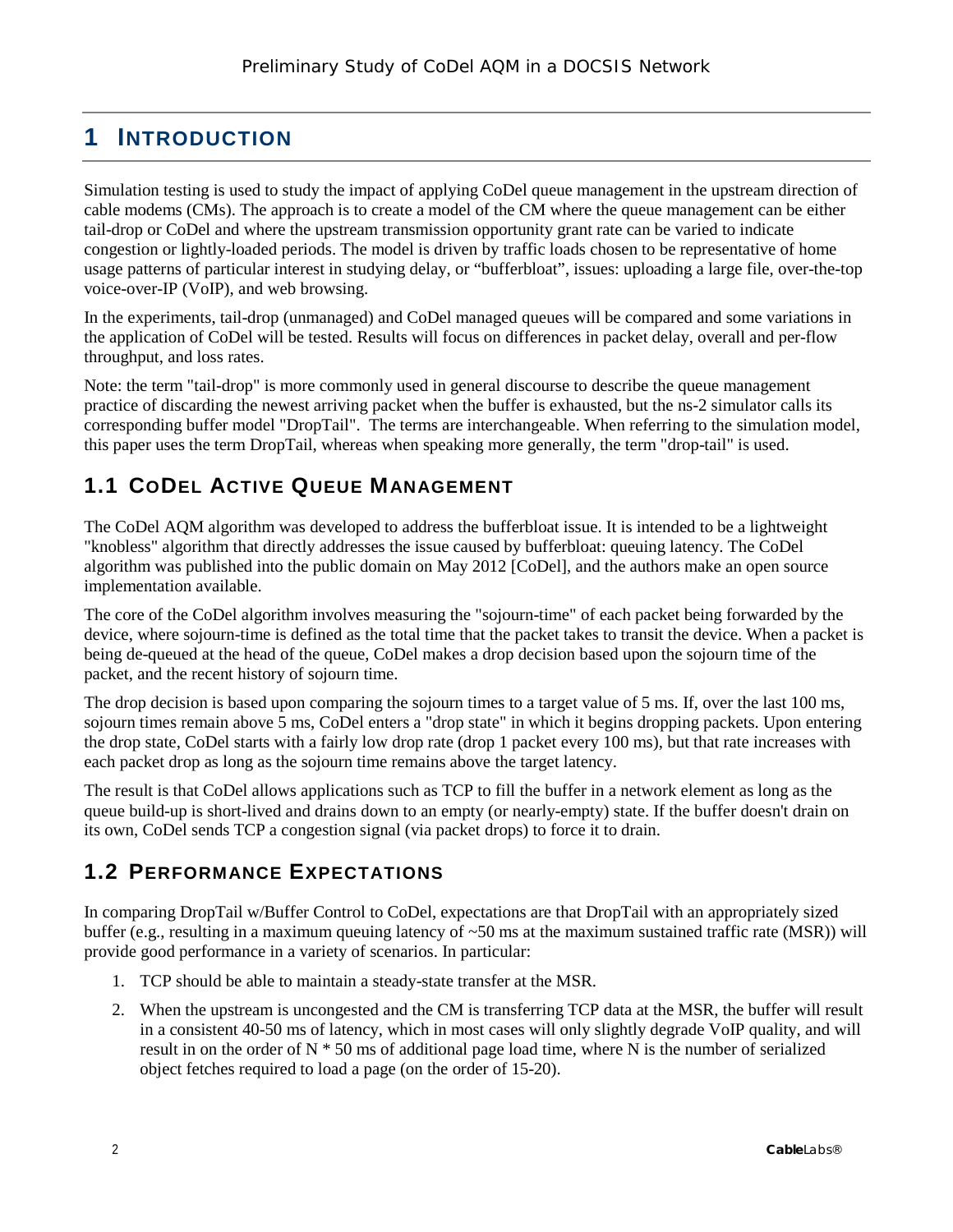# 1 INTRODUCTION

Simulation testing is used to study the impact of applying CoDel queue management in the upstream direction of cable modems (CMs). The approach is to create a model of the CM where the queue management can be either tail-drop or CoDel and where the upstream transmission opportunity grant rate can be varied to indicate congestion or lightly-loaded periods. The model is driven by traffic loads chosen to be representative of home usage patterns of particular interest in studying delay, or "bufferbloat", issues: uploading a large file, over-the-top voice-over-IP (VoIP), and web browsing.

In the experiments, tail-drop (unmanaged) and CoDel managed queues will be compared and some variations in the application of CoDel will be tested. Results will focus on differences in packet delay, overall and per-flow throughput, and loss rates.

Note: the term "tail-drop" is more commonly used in general discourse to describe the queue management practice of discarding the newest arriving packet when the buffer is exhausted, but the ns-2 simulator calls its corresponding buffer model "DropTail". The terms are interchangeable. When referring to the simulation model, this paper uses the term DropTail, whereas when speaking more generally, the term "drop-tail" is used.

## 1.1 CODEL ACTIVE QUEUE MANAGEMENT

The CoDel AQM algorithm was developed to address the bufferbloat issue. It is intended to be a lightweight "knobless" algorithm that directly addresses the issue caused by bufferbloat: queuing latency. The CoDel algorithm was published into the public domain on May 2012 [CoDel], and the authors make an open source implementation available.

The core of the CoDel algorithm involves measuring the "sojourn-time" of each packet being forwarded by the device, where sojourn-time is defined as the total time that the packet takes to transit the device. When a packet is being de-queued at the head of the queue, CoDel makes a drop decision based upon the sojourn time of the packet, and the recent history of sojourn time.

The drop decision is based upon comparing the sojourn times to a target value of 5 ms. If, over the last 100 ms, sojourn times remain above 5 ms, CoDel enters a "drop state" in which it begins dropping packets. Upon entering the drop state, CoDel starts with a fairly low drop rate (drop 1 packet every 100 ms), but that rate increases with each packet drop as long as the sojourn time remains above the target latency.

The result is that CoDel allows applications such as TCP to fill the buffer in a network element as long as the queue build-up is short-lived and drains down to an empty (or nearly-empty) state. If the buffer doesn't drain on its own, CoDel sends TCP a congestion signal (via packet drops) to force it to drain.

## 1.2 PERFORMANCE EXPECTATIONS

In comparing DropTail w/Buffer Control to CoDel, expectations are that DropTail with an appropriately sized buffer (e.g., resulting in a maximum queuing latency of ~50 ms at the maximum sustained traffic rate (MSR)) will provide good performance in a variety of scenarios. In particular:

1. TCP should be able to maintain a steady-state transfer at the MSR.
2. When the upstream is uncongested and the CM is transferring TCP data at the MSR, the buffer will result in a consistent 40-50 ms of latency, which in most cases will only slightly degrade VoIP quality, and will result in on the order of N * 50 ms of additional page load time, where N is the number of serialized object fetches required to load a page (on the order of 15-20).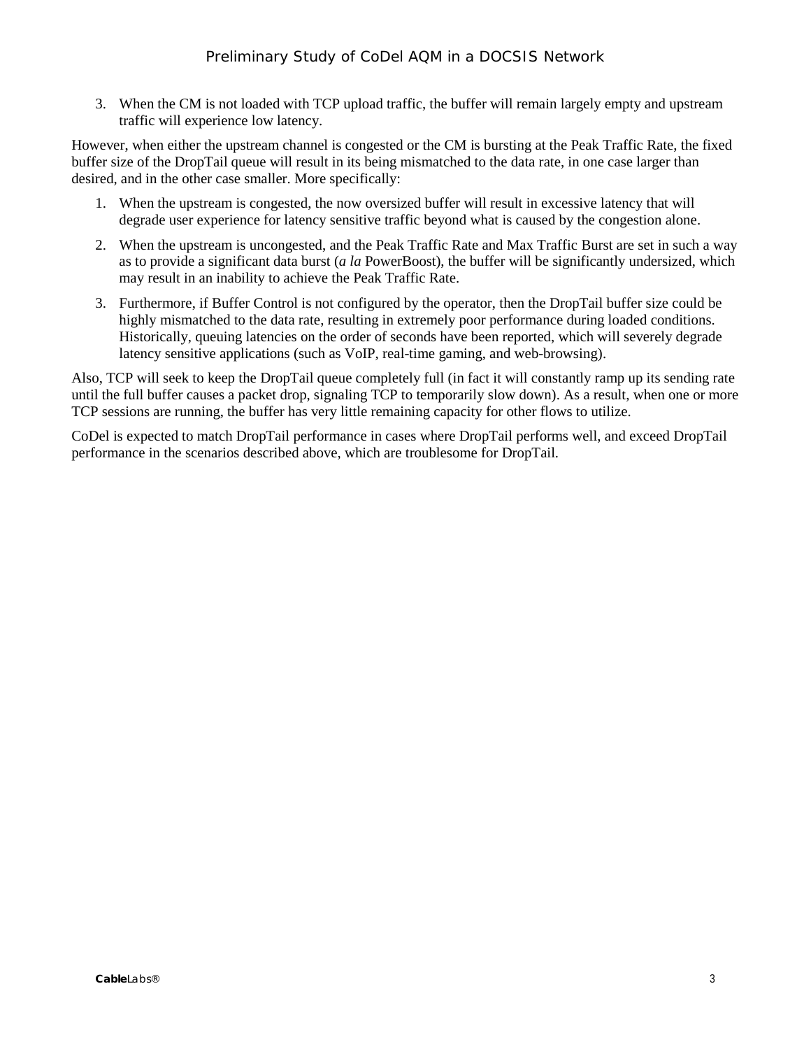3. When the CM is not loaded with TCP upload traffic, the buffer will remain largely empty and upstream traffic will experience low latency.

However, when either the upstream channel is congested or the CM is bursting at the Peak Traffic Rate, the fixed buffer size of the DropTail queue will result in its being mismatched to the data rate, in one case larger than desired, and in the other case smaller. More specifically:

1. When the upstream is congested, the now oversized buffer will result in excessive latency that will degrade user experience for latency sensitive traffic beyond what is caused by the congestion alone.
2. When the upstream is uncongested, and the Peak Traffic Rate and Max Traffic Burst are set in such a way as to provide a significant data burst (*a la* PowerBoost), the buffer will be significantly undersized, which may result in an inability to achieve the Peak Traffic Rate.
3. Furthermore, if Buffer Control is not configured by the operator, then the DropTail buffer size could be highly mismatched to the data rate, resulting in extremely poor performance during loaded conditions. Historically, queuing latencies on the order of seconds have been reported, which will severely degrade latency sensitive applications (such as VoIP, real-time gaming, and web-browsing).

Also, TCP will seek to keep the DropTail queue completely full (in fact it will constantly ramp up its sending rate until the full buffer causes a packet drop, signaling TCP to temporarily slow down). As a result, when one or more TCP sessions are running, the buffer has very little remaining capacity for other flows to utilize.

CoDel is expected to match DropTail performance in cases where DropTail performs well, and exceed DropTail performance in the scenarios described above, which are troublesome for DropTail.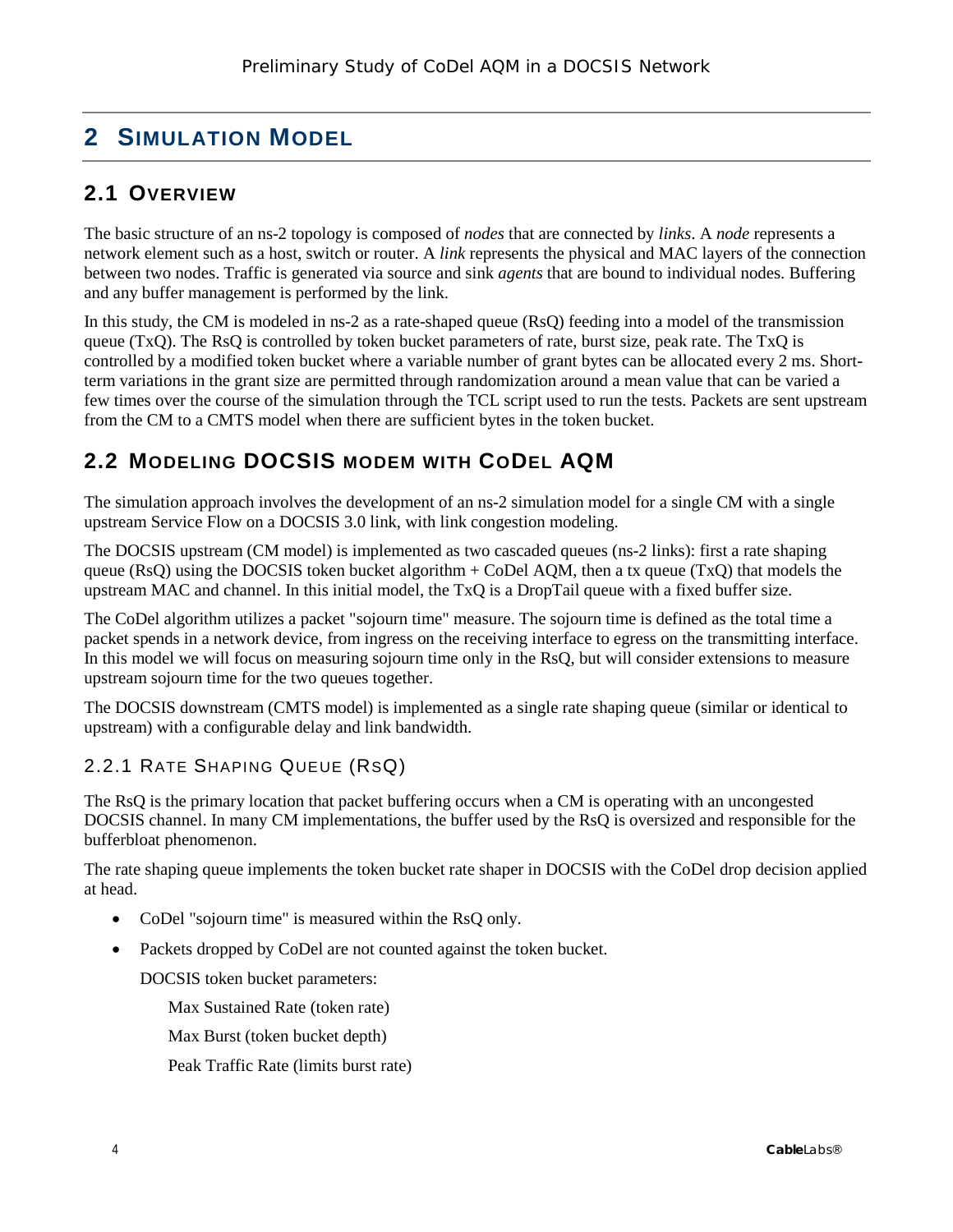# 2 SIMULATION MODEL

## 2.1 OVERVIEW

The basic structure of an ns-2 topology is composed of *nodes* that are connected by *links*. A *node* represents a network element such as a host, switch or router. A *link* represents the physical and MAC layers of the connection between two nodes. Traffic is generated via source and sink *agents* that are bound to individual nodes. Buffering and any buffer management is performed by the link.

In this study, the CM is modeled in ns-2 as a rate-shaped queue (RsQ) feeding into a model of the transmission queue (TxQ). The RsQ is controlled by token bucket parameters of rate, burst size, peak rate. The TxQ is controlled by a modified token bucket where a variable number of grant bytes can be allocated every 2 ms. Short-term variations in the grant size are permitted through randomization around a mean value that can be varied a few times over the course of the simulation through the TCL script used to run the tests. Packets are sent upstream from the CM to a CMTS model when there are sufficient bytes in the token bucket.

## 2.2 MODELING DOCSIS MODEM WITH CODEL AQM

The simulation approach involves the development of an ns-2 simulation model for a single CM with a single upstream Service Flow on a DOCSIS 3.0 link, with link congestion modeling.

The DOCSIS upstream (CM model) is implemented as two cascaded queues (ns-2 links): first a rate shaping queue (RsQ) using the DOCSIS token bucket algorithm + CoDel AQM, then a tx queue (TxQ) that models the upstream MAC and channel. In this initial model, the TxQ is a DropTail queue with a fixed buffer size.

The CoDel algorithm utilizes a packet "sojourn time" measure. The sojourn time is defined as the total time a packet spends in a network device, from ingress on the receiving interface to egress on the transmitting interface. In this model we will focus on measuring sojourn time only in the RsQ, but will consider extensions to measure upstream sojourn time for the two queues together.

The DOCSIS downstream (CMTS model) is implemented as a single rate shaping queue (similar or identical to upstream) with a configurable delay and link bandwidth.

### 2.2.1 RATE SHAPING QUEUE (RSQ)

The RsQ is the primary location that packet buffering occurs when a CM is operating with an uncongested DOCSIS channel. In many CM implementations, the buffer used by the RsQ is oversized and responsible for the bufferbloat phenomenon.

The rate shaping queue implements the token bucket rate shaper in DOCSIS with the CoDel drop decision applied at head.

- CoDel "sojourn time" is measured within the RsQ only.
- Packets dropped by CoDel are not counted against the token bucket.

  DOCSIS token bucket parameters:

  - Max Sustained Rate (token rate)
  - Max Burst (token bucket depth)
  - Peak Traffic Rate (limits burst rate)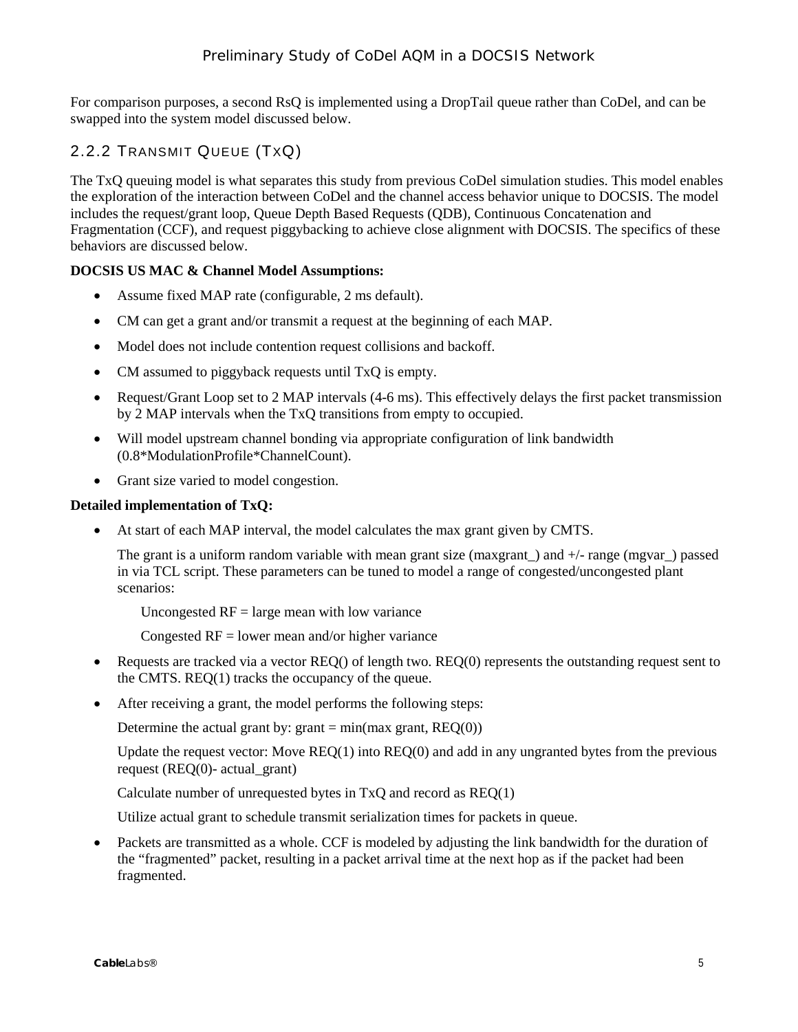For comparison purposes, a second RsQ is implemented using a DropTail queue rather than CoDel, and can be swapped into the system model discussed below.

### 2.2.2 Transmit Queue (TxQ)

The TxQ queuing model is what separates this study from previous CoDel simulation studies. This model enables the exploration of the interaction between CoDel and the channel access behavior unique to DOCSIS. The model includes the request/grant loop, Queue Depth Based Requests (QDB), Continuous Concatenation and Fragmentation (CCF), and request piggybacking to achieve close alignment with DOCSIS. The specifics of these behaviors are discussed below.

**DOCSIS US MAC & Channel Model Assumptions:**

- Assume fixed MAP rate (configurable, 2 ms default).
- CM can get a grant and/or transmit a request at the beginning of each MAP.
- Model does not include contention request collisions and backoff.
- CM assumed to piggyback requests until TxQ is empty.
- Request/Grant Loop set to 2 MAP intervals (4-6 ms). This effectively delays the first packet transmission by 2 MAP intervals when the TxQ transitions from empty to occupied.
- Will model upstream channel bonding via appropriate configuration of link bandwidth (0.8*ModulationProfile*ChannelCount).
- Grant size varied to model congestion.

**Detailed implementation of TxQ:**

- At start of each MAP interval, the model calculates the max grant given by CMTS.

  The grant is a uniform random variable with mean grant size (maxgrant_) and +/- range (mgvar_) passed in via TCL script. These parameters can be tuned to model a range of congested/uncongested plant scenarios:

  Uncongested RF = large mean with low variance

  Congested RF = lower mean and/or higher variance

- Requests are tracked via a vector REQ() of length two. REQ(0) represents the outstanding request sent to the CMTS. REQ(1) tracks the occupancy of the queue.
- After receiving a grant, the model performs the following steps:

  Determine the actual grant by: grant = min(max grant, REQ(0))

  Update the request vector: Move REQ(1) into REQ(0) and add in any ungranted bytes from the previous request (REQ(0)- actual_grant)

  Calculate number of unrequested bytes in TxQ and record as REQ(1)

  Utilize actual grant to schedule transmit serialization times for packets in queue.

- Packets are transmitted as a whole. CCF is modeled by adjusting the link bandwidth for the duration of the "fragmented" packet, resulting in a packet arrival time at the next hop as if the packet had been fragmented.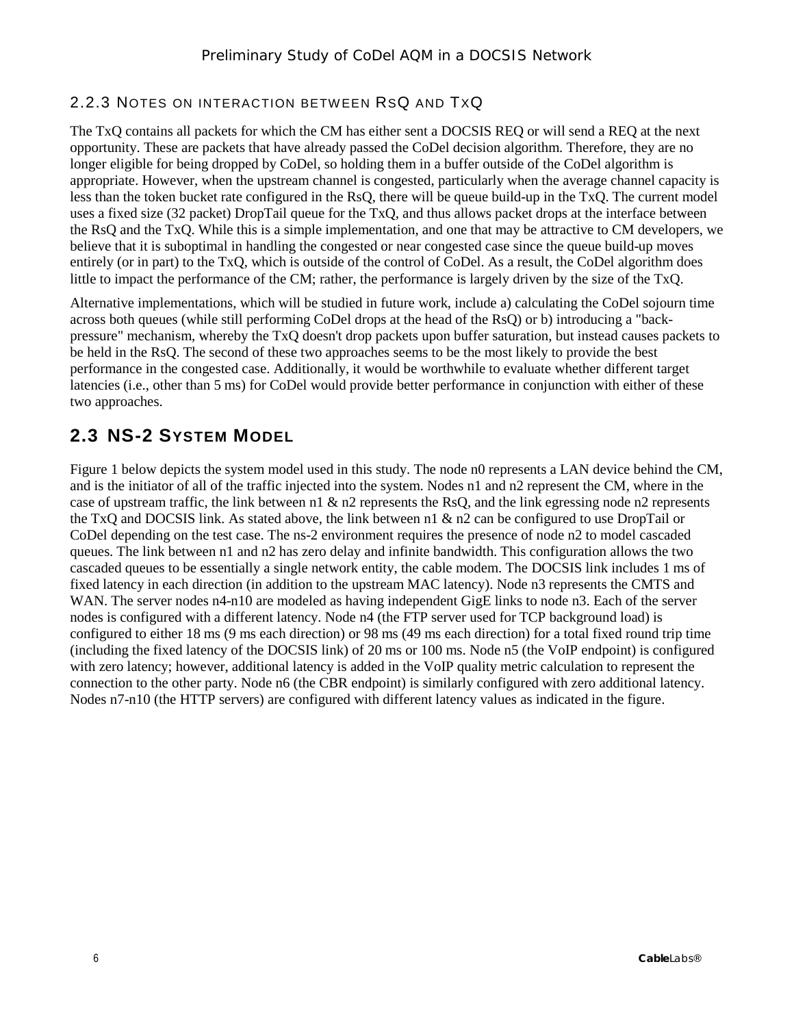### 2.2.3 Notes on interaction between RsQ and TxQ

The TxQ contains all packets for which the CM has either sent a DOCSIS REQ or will send a REQ at the next opportunity. These are packets that have already passed the CoDel decision algorithm. Therefore, they are no longer eligible for being dropped by CoDel, so holding them in a buffer outside of the CoDel algorithm is appropriate. However, when the upstream channel is congested, particularly when the average channel capacity is less than the token bucket rate configured in the RsQ, there will be queue build-up in the TxQ. The current model uses a fixed size (32 packet) DropTail queue for the TxQ, and thus allows packet drops at the interface between the RsQ and the TxQ. While this is a simple implementation, and one that may be attractive to CM developers, we believe that it is suboptimal in handling the congested or near congested case since the queue build-up moves entirely (or in part) to the TxQ, which is outside of the control of CoDel. As a result, the CoDel algorithm does little to impact the performance of the CM; rather, the performance is largely driven by the size of the TxQ.

Alternative implementations, which will be studied in future work, include a) calculating the CoDel sojourn time across both queues (while still performing CoDel drops at the head of the RsQ) or b) introducing a "back-pressure" mechanism, whereby the TxQ doesn't drop packets upon buffer saturation, but instead causes packets to be held in the RsQ. The second of these two approaches seems to be the most likely to provide the best performance in the congested case. Additionally, it would be worthwhile to evaluate whether different target latencies (i.e., other than 5 ms) for CoDel would provide better performance in conjunction with either of these two approaches.

## 2.3 NS-2 System Model

Figure 1 below depicts the system model used in this study. The node n0 represents a LAN device behind the CM, and is the initiator of all of the traffic injected into the system. Nodes n1 and n2 represent the CM, where in the case of upstream traffic, the link between n1 & n2 represents the RsQ, and the link egressing node n2 represents the TxQ and DOCSIS link. As stated above, the link between n1 & n2 can be configured to use DropTail or CoDel depending on the test case. The ns-2 environment requires the presence of node n2 to model cascaded queues. The link between n1 and n2 has zero delay and infinite bandwidth. This configuration allows the two cascaded queues to be essentially a single network entity, the cable modem. The DOCSIS link includes 1 ms of fixed latency in each direction (in addition to the upstream MAC latency). Node n3 represents the CMTS and WAN. The server nodes n4-n10 are modeled as having independent GigE links to node n3. Each of the server nodes is configured with a different latency. Node n4 (the FTP server used for TCP background load) is configured to either 18 ms (9 ms each direction) or 98 ms (49 ms each direction) for a total fixed round trip time (including the fixed latency of the DOCSIS link) of 20 ms or 100 ms. Node n5 (the VoIP endpoint) is configured with zero latency; however, additional latency is added in the VoIP quality metric calculation to represent the connection to the other party. Node n6 (the CBR endpoint) is similarly configured with zero additional latency. Nodes n7-n10 (the HTTP servers) are configured with different latency values as indicated in the figure.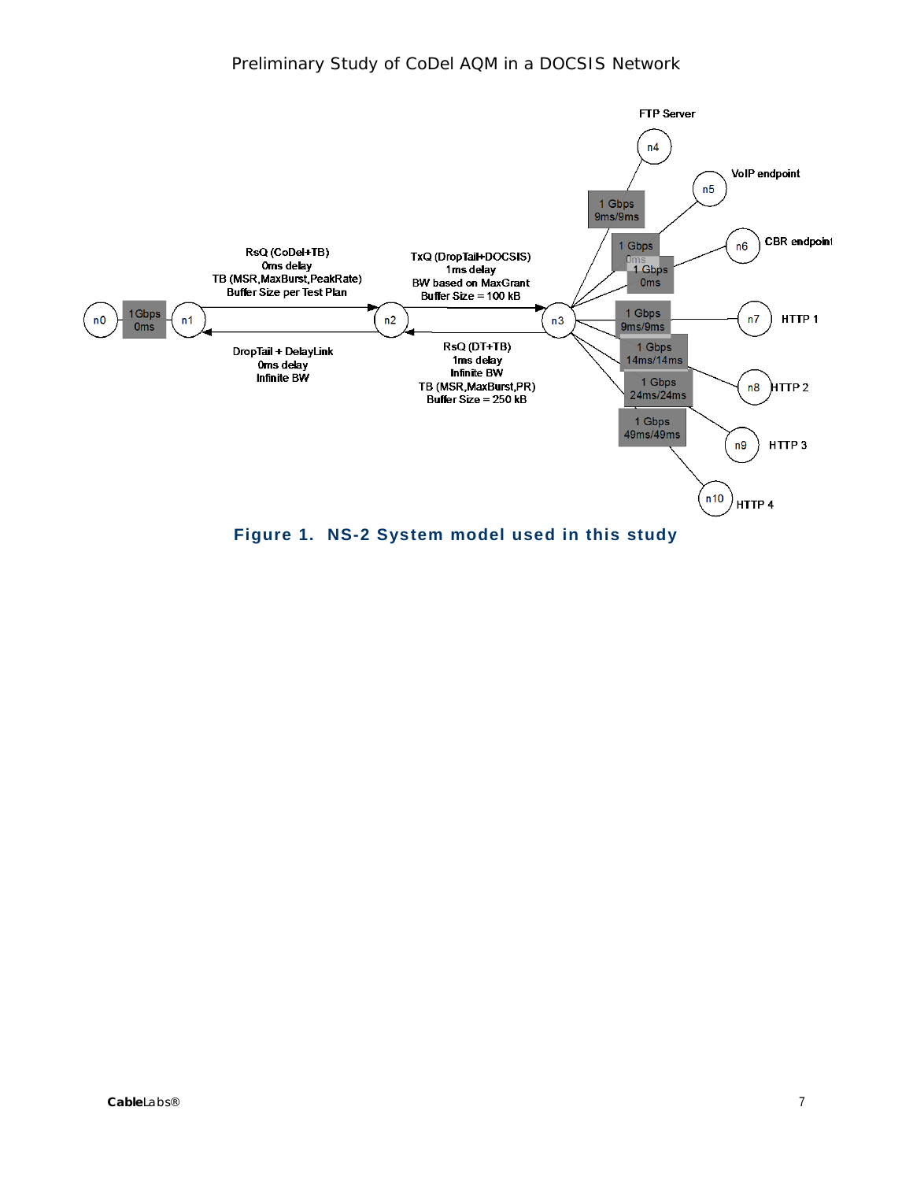FTP Server

n4

VoIP endpoint

n5

1 Gbps
9ms/9ms

1 Gbps
0ms

n6

CBR endpoint

1 Gbps
0ms

RsQ (CoDel+TB)
0ms delay
TB (MSR,MaxBurst,PeakRate)
Buffer Size per Test Plan

TxQ (DropTail+DOCSIS)
1ms delay
BW based on MaxGrant
Buffer Size = 100 kB

n0

1Gbps
0ms

n1

n2

n3

1 Gbps
9ms/9ms

n7

HTTP 1

DropTail + DelayLink
0ms delay
Infinite BW

RsQ (DT+TB)
1ms delay
Infinite BW
TB (MSR,MaxBurst,PR)
Buffer Size = 250 kB

1 Gbps
14ms/14ms

1 Gbps
24ms/24ms

n8

HTTP 2

1 Gbps
49ms/49ms

n9

HTTP 3

n10

HTTP 4

**Figure 1. NS-2 System model used in this study**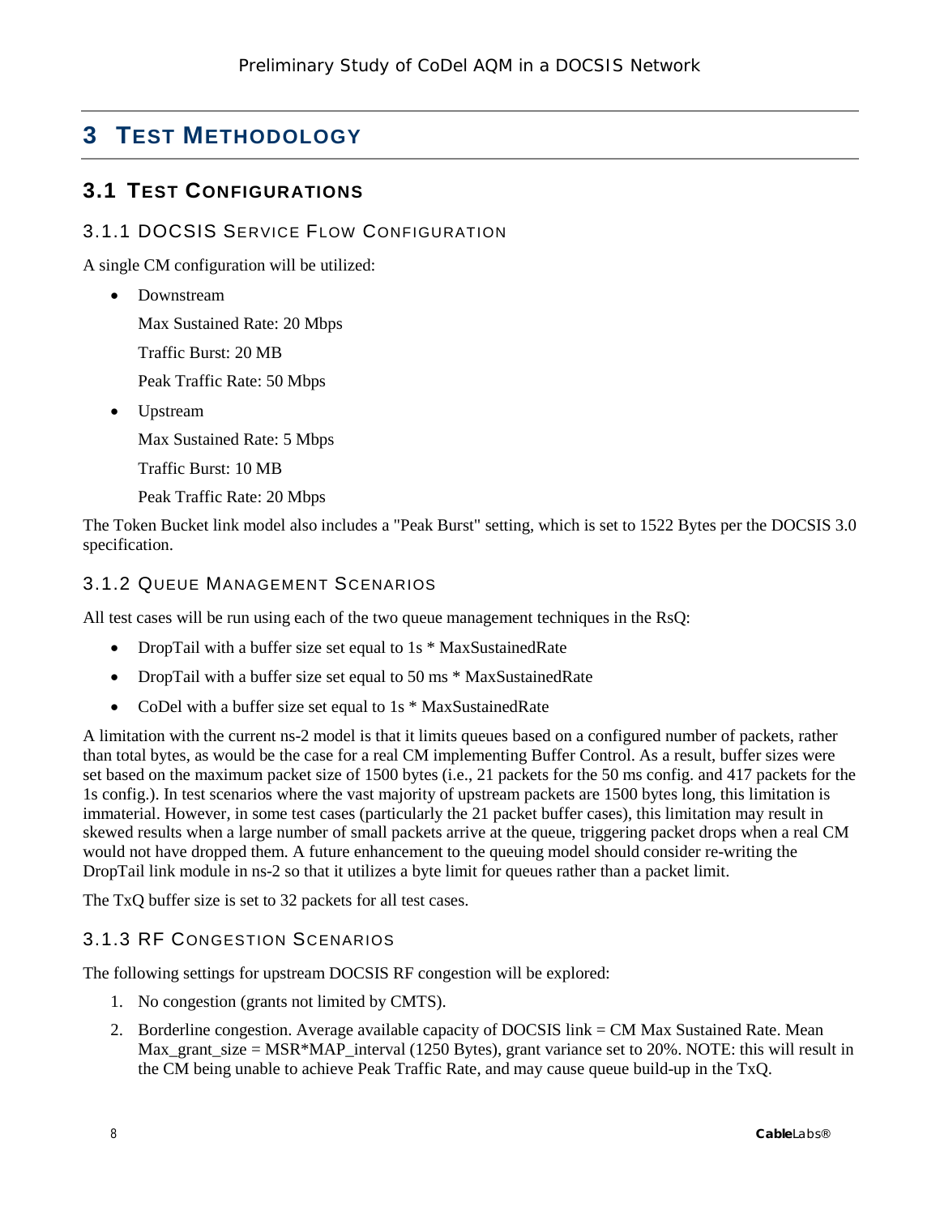# 3 TEST METHODOLOGY

## 3.1 TEST CONFIGURATIONS

### 3.1.1 DOCSIS SERVICE FLOW CONFIGURATION

A single CM configuration will be utilized:

- Downstream

  Max Sustained Rate: 20 Mbps

  Traffic Burst: 20 MB

  Peak Traffic Rate: 50 Mbps

- Upstream

  Max Sustained Rate: 5 Mbps

  Traffic Burst: 10 MB

  Peak Traffic Rate: 20 Mbps

The Token Bucket link model also includes a "Peak Burst" setting, which is set to 1522 Bytes per the DOCSIS 3.0 specification.

### 3.1.2 QUEUE MANAGEMENT SCENARIOS

All test cases will be run using each of the two queue management techniques in the RsQ:

- DropTail with a buffer size set equal to 1s * MaxSustainedRate
- DropTail with a buffer size set equal to 50 ms * MaxSustainedRate
- CoDel with a buffer size set equal to 1s * MaxSustainedRate

A limitation with the current ns-2 model is that it limits queues based on a configured number of packets, rather than total bytes, as would be the case for a real CM implementing Buffer Control. As a result, buffer sizes were set based on the maximum packet size of 1500 bytes (i.e., 21 packets for the 50 ms config. and 417 packets for the 1s config.). In test scenarios where the vast majority of upstream packets are 1500 bytes long, this limitation is immaterial. However, in some test cases (particularly the 21 packet buffer cases), this limitation may result in skewed results when a large number of small packets arrive at the queue, triggering packet drops when a real CM would not have dropped them. A future enhancement to the queuing model should consider re-writing the DropTail link module in ns-2 so that it utilizes a byte limit for queues rather than a packet limit.

The TxQ buffer size is set to 32 packets for all test cases.

### 3.1.3 RF CONGESTION SCENARIOS

The following settings for upstream DOCSIS RF congestion will be explored:

1. No congestion (grants not limited by CMTS).
2. Borderline congestion. Average available capacity of DOCSIS link = CM Max Sustained Rate. Mean Max_grant_size = MSR*MAP_interval (1250 Bytes), grant variance set to 20%. NOTE: this will result in the CM being unable to achieve Peak Traffic Rate, and may cause queue build-up in the TxQ.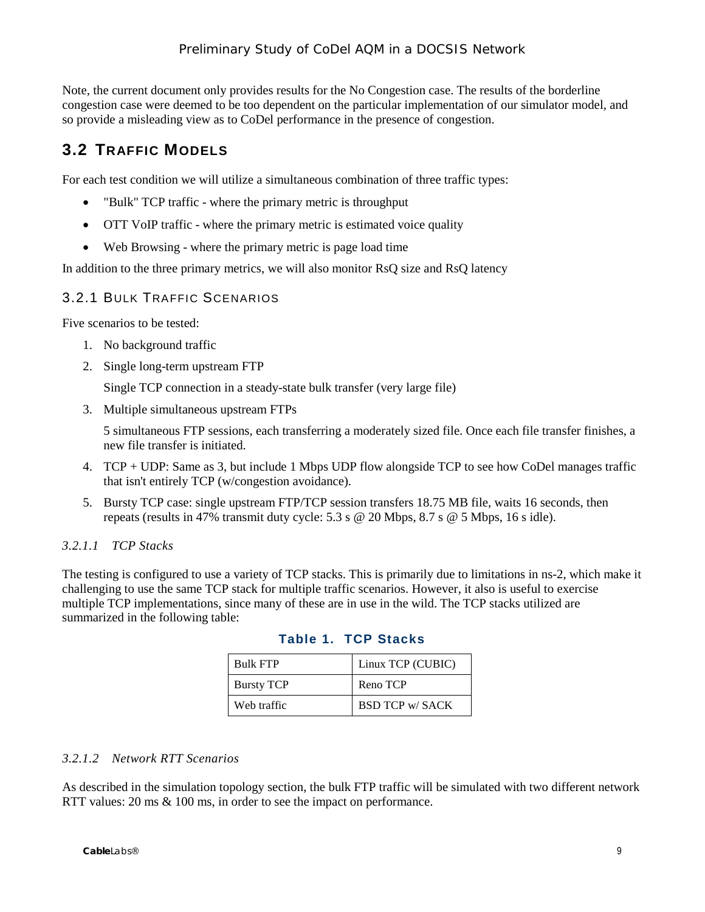Note, the current document only provides results for the No Congestion case. The results of the borderline congestion case were deemed to be too dependent on the particular implementation of our simulator model, and so provide a misleading view as to CoDel performance in the presence of congestion.

## 3.2 Traffic Models

For each test condition we will utilize a simultaneous combination of three traffic types:

- "Bulk" TCP traffic - where the primary metric is throughput
- OTT VoIP traffic - where the primary metric is estimated voice quality
- Web Browsing - where the primary metric is page load time

In addition to the three primary metrics, we will also monitor RsQ size and RsQ latency

### 3.2.1 Bulk Traffic Scenarios

Five scenarios to be tested:

1. No background traffic
2. Single long-term upstream FTP

   Single TCP connection in a steady-state bulk transfer (very large file)
3. Multiple simultaneous upstream FTPs

   5 simultaneous FTP sessions, each transferring a moderately sized file. Once each file transfer finishes, a new file transfer is initiated.
4. TCP + UDP: Same as 3, but include 1 Mbps UDP flow alongside TCP to see how CoDel manages traffic that isn't entirely TCP (w/congestion avoidance).
5. Bursty TCP case: single upstream FTP/TCP session transfers 18.75 MB file, waits 16 seconds, then repeats (results in 47% transmit duty cycle: 5.3 s @ 20 Mbps, 8.7 s @ 5 Mbps, 16 s idle).

#### *3.2.1.1 TCP Stacks*

The testing is configured to use a variety of TCP stacks. This is primarily due to limitations in ns-2, which make it challenging to use the same TCP stack for multiple traffic scenarios. However, it also is useful to exercise multiple TCP implementations, since many of these are in use in the wild. The TCP stacks utilized are summarized in the following table:

**Table 1. TCP Stacks**

| | |
|---|---|
| Bulk FTP | Linux TCP (CUBIC) |
| Bursty TCP | Reno TCP |
| Web traffic | BSD TCP w/ SACK |

#### *3.2.1.2 Network RTT Scenarios*

As described in the simulation topology section, the bulk FTP traffic will be simulated with two different network RTT values: 20 ms & 100 ms, in order to see the impact on performance.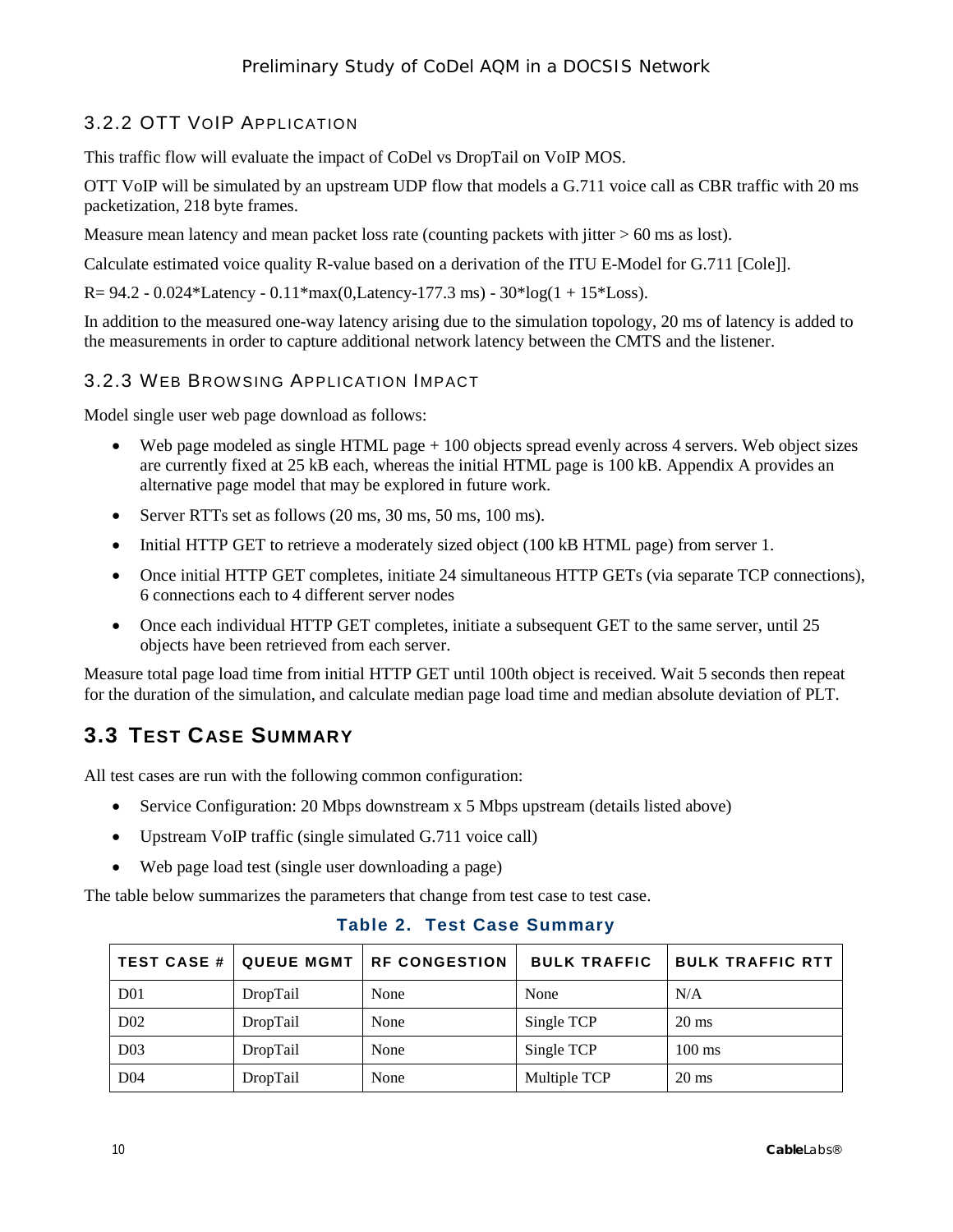### 3.2.2 OTT VoIP Application

This traffic flow will evaluate the impact of CoDel vs DropTail on VoIP MOS.

OTT VoIP will be simulated by an upstream UDP flow that models a G.711 voice call as CBR traffic with 20 ms packetization, 218 byte frames.

Measure mean latency and mean packet loss rate (counting packets with jitter > 60 ms as lost).

Calculate estimated voice quality R-value based on a derivation of the ITU E-Model for G.711 [Cole]].

$R = 94.2 - 0.024*Latency - 0.11*\max(0, Latency-177.3\ ms) - 30*\log(1 + 15*Loss)$.

In addition to the measured one-way latency arising due to the simulation topology, 20 ms of latency is added to the measurements in order to capture additional network latency between the CMTS and the listener.

### 3.2.3 Web Browsing Application Impact

Model single user web page download as follows:

- Web page modeled as single HTML page + 100 objects spread evenly across 4 servers. Web object sizes are currently fixed at 25 kB each, whereas the initial HTML page is 100 kB. Appendix A provides an alternative page model that may be explored in future work.
- Server RTTs set as follows (20 ms, 30 ms, 50 ms, 100 ms).
- Initial HTTP GET to retrieve a moderately sized object (100 kB HTML page) from server 1.
- Once initial HTTP GET completes, initiate 24 simultaneous HTTP GETs (via separate TCP connections), 6 connections each to 4 different server nodes
- Once each individual HTTP GET completes, initiate a subsequent GET to the same server, until 25 objects have been retrieved from each server.

Measure total page load time from initial HTTP GET until 100th object is received. Wait 5 seconds then repeat for the duration of the simulation, and calculate median page load time and median absolute deviation of PLT.

## 3.3 Test Case Summary

All test cases are run with the following common configuration:

- Service Configuration: 20 Mbps downstream x 5 Mbps upstream (details listed above)
- Upstream VoIP traffic (single simulated G.711 voice call)
- Web page load test (single user downloading a page)

The table below summarizes the parameters that change from test case to test case.

**Table 2. Test Case Summary**

| TEST CASE # | QUEUE MGMT | RF CONGESTION | BULK TRAFFIC | BULK TRAFFIC RTT |
|---|---|---|---|---|
| D01 | DropTail | None | None | N/A |
| D02 | DropTail | None | Single TCP | 20 ms |
| D03 | DropTail | None | Single TCP | 100 ms |
| D04 | DropTail | None | Multiple TCP | 20 ms |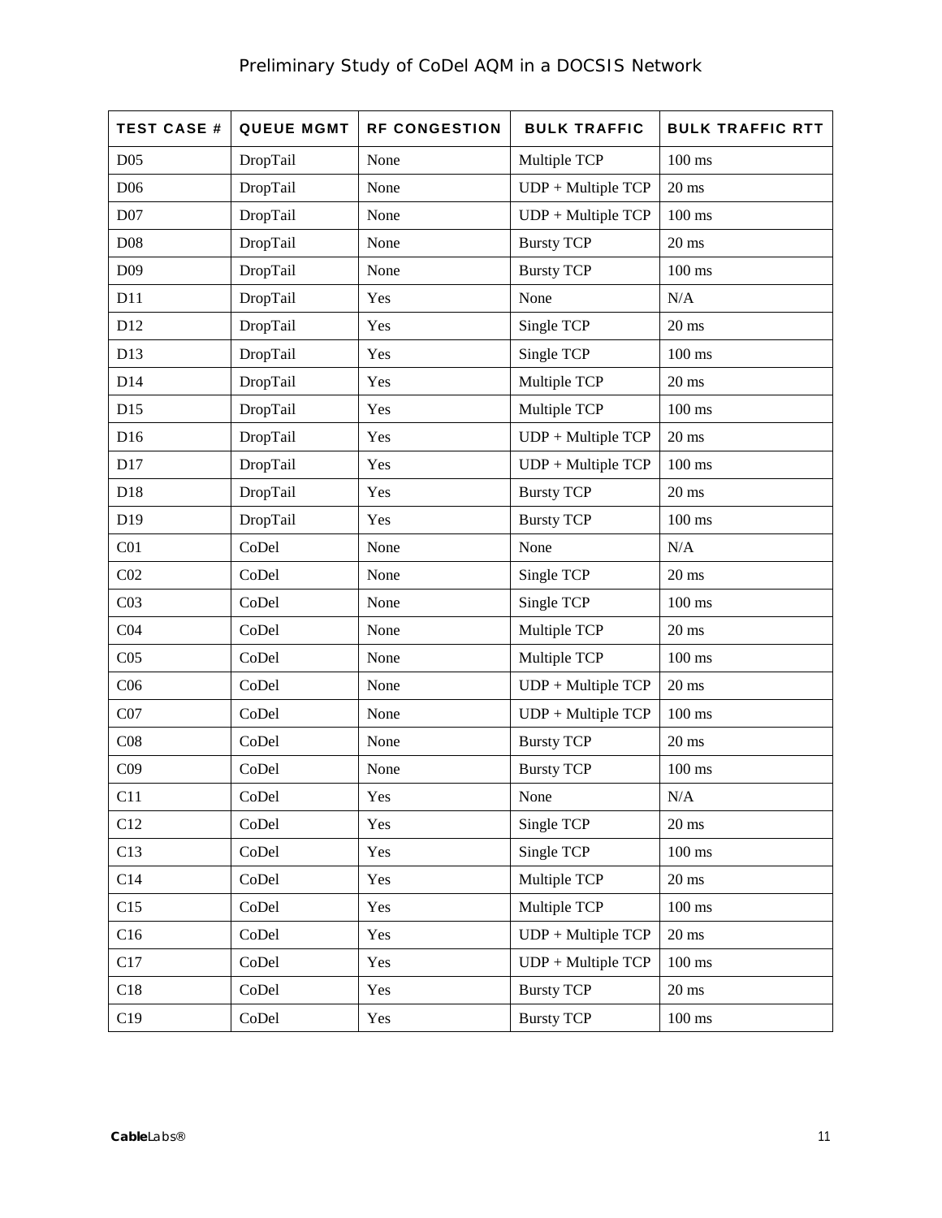| TEST CASE # | QUEUE MGMT | RF CONGESTION | BULK TRAFFIC | BULK TRAFFIC RTT |
|---|---|---|---|---|
| D05 | DropTail | None | Multiple TCP | 100 ms |
| D06 | DropTail | None | UDP + Multiple TCP | 20 ms |
| D07 | DropTail | None | UDP + Multiple TCP | 100 ms |
| D08 | DropTail | None | Bursty TCP | 20 ms |
| D09 | DropTail | None | Bursty TCP | 100 ms |
| D11 | DropTail | Yes | None | N/A |
| D12 | DropTail | Yes | Single TCP | 20 ms |
| D13 | DropTail | Yes | Single TCP | 100 ms |
| D14 | DropTail | Yes | Multiple TCP | 20 ms |
| D15 | DropTail | Yes | Multiple TCP | 100 ms |
| D16 | DropTail | Yes | UDP + Multiple TCP | 20 ms |
| D17 | DropTail | Yes | UDP + Multiple TCP | 100 ms |
| D18 | DropTail | Yes | Bursty TCP | 20 ms |
| D19 | DropTail | Yes | Bursty TCP | 100 ms |
| C01 | CoDel | None | None | N/A |
| C02 | CoDel | None | Single TCP | 20 ms |
| C03 | CoDel | None | Single TCP | 100 ms |
| C04 | CoDel | None | Multiple TCP | 20 ms |
| C05 | CoDel | None | Multiple TCP | 100 ms |
| C06 | CoDel | None | UDP + Multiple TCP | 20 ms |
| C07 | CoDel | None | UDP + Multiple TCP | 100 ms |
| C08 | CoDel | None | Bursty TCP | 20 ms |
| C09 | CoDel | None | Bursty TCP | 100 ms |
| C11 | CoDel | Yes | None | N/A |
| C12 | CoDel | Yes | Single TCP | 20 ms |
| C13 | CoDel | Yes | Single TCP | 100 ms |
| C14 | CoDel | Yes | Multiple TCP | 20 ms |
| C15 | CoDel | Yes | Multiple TCP | 100 ms |
| C16 | CoDel | Yes | UDP + Multiple TCP | 20 ms |
| C17 | CoDel | Yes | UDP + Multiple TCP | 100 ms |
| C18 | CoDel | Yes | Bursty TCP | 20 ms |
| C19 | CoDel | Yes | Bursty TCP | 100 ms |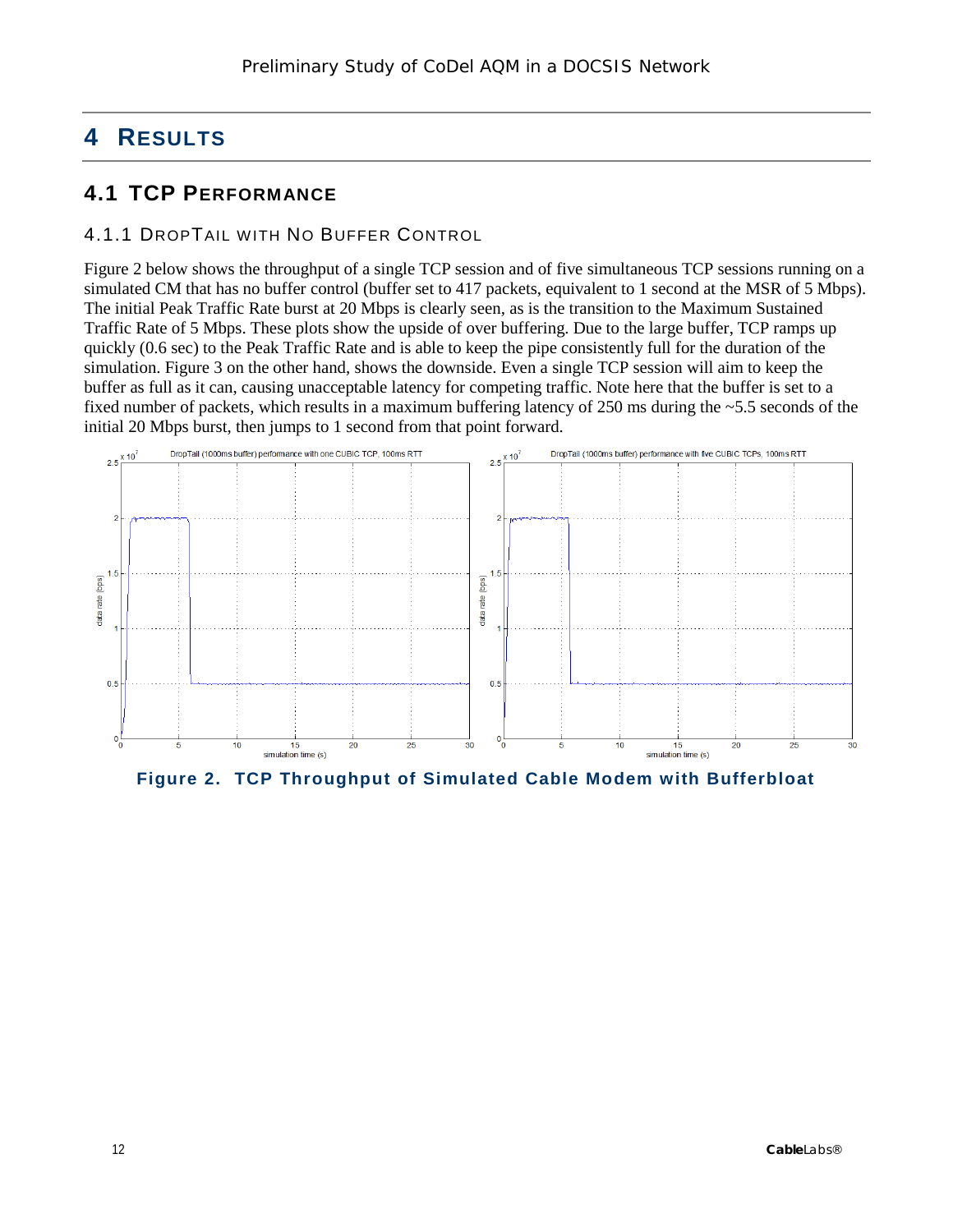# 4 RESULTS

## 4.1 TCP PERFORMANCE

### 4.1.1 DROPTAIL WITH NO BUFFER CONTROL

Figure 2 below shows the throughput of a single TCP session and of five simultaneous TCP sessions running on a simulated CM that has no buffer control (buffer set to 417 packets, equivalent to 1 second at the MSR of 5 Mbps). The initial Peak Traffic Rate burst at 20 Mbps is clearly seen, as is the transition to the Maximum Sustained Traffic Rate of 5 Mbps. These plots show the upside of over buffering. Due to the large buffer, TCP ramps up quickly (0.6 sec) to the Peak Traffic Rate and is able to keep the pipe consistently full for the duration of the simulation. Figure 3 on the other hand, shows the downside. Even a single TCP session will aim to keep the buffer as full as it can, causing unacceptable latency for competing traffic. Note here that the buffer is set to a fixed number of packets, which results in a maximum buffering latency of 250 ms during the ~5.5 seconds of the initial 20 Mbps burst, then jumps to 1 second from that point forward.

DropTail (1000ms buffer) performance with one CUBIC TCP, 100ms RTT

x $10^7$

data rate (bps)

2.5
2
1.5
1
0.5
0

0 5 10 15 20 25 30

simulation time (s)

DropTail (1000ms buffer) performance with five CUBIC TCPs, 100ms RTT

x $10^7$

data rate (bps)

2.5
2
1.5
1
0.5
0

0 5 10 15 20 25 30

simulation time (s)

**Figure 2. TCP Throughput of Simulated Cable Modem with Bufferbloat**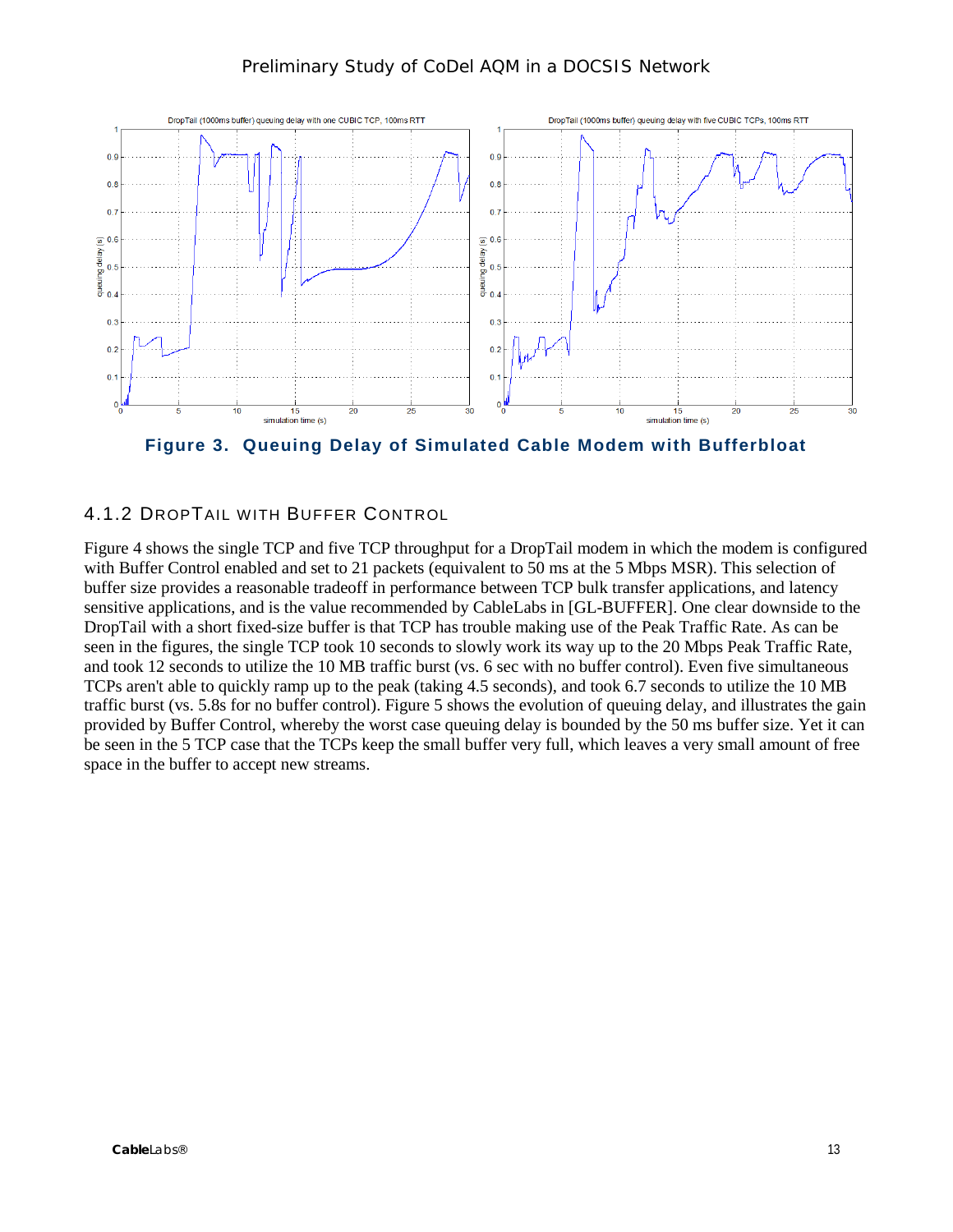DropTail (1000ms buffer) queuing delay with one CUBIC TCP, 100ms RTT

queuing delay (s)

1
0.9
0.8
0.7
0.6
0.5
0.4
0.3
0.2
0.1
0

0 5 10 15 20 25 30

simulation time (s)

DropTail (1000ms buffer) queuing delay with five CUBIC TCPs, 100ms RTT

queuing delay (s)

1
0.9
0.8
0.7
0.6
0.5
0.4
0.3
0.2
0.1
0

0 5 10 15 20 25 30

simulation time (s)

**Figure 3. Queuing Delay of Simulated Cable Modem with Bufferbloat**

### 4.1.2 DropTail with Buffer Control

Figure 4 shows the single TCP and five TCP throughput for a DropTail modem in which the modem is configured with Buffer Control enabled and set to 21 packets (equivalent to 50 ms at the 5 Mbps MSR). This selection of buffer size provides a reasonable tradeoff in performance between TCP bulk transfer applications, and latency sensitive applications, and is the value recommended by CableLabs in [GL-BUFFER]. One clear downside to the DropTail with a short fixed-size buffer is that TCP has trouble making use of the Peak Traffic Rate. As can be seen in the figures, the single TCP took 10 seconds to slowly work its way up to the 20 Mbps Peak Traffic Rate, and took 12 seconds to utilize the 10 MB traffic burst (vs. 6 sec with no buffer control). Even five simultaneous TCPs aren't able to quickly ramp up to the peak (taking 4.5 seconds), and took 6.7 seconds to utilize the 10 MB traffic burst (vs. 5.8s for no buffer control). Figure 5 shows the evolution of queuing delay, and illustrates the gain provided by Buffer Control, whereby the worst case queuing delay is bounded by the 50 ms buffer size. Yet it can be seen in the 5 TCP case that the TCPs keep the small buffer very full, which leaves a very small amount of free space in the buffer to accept new streams.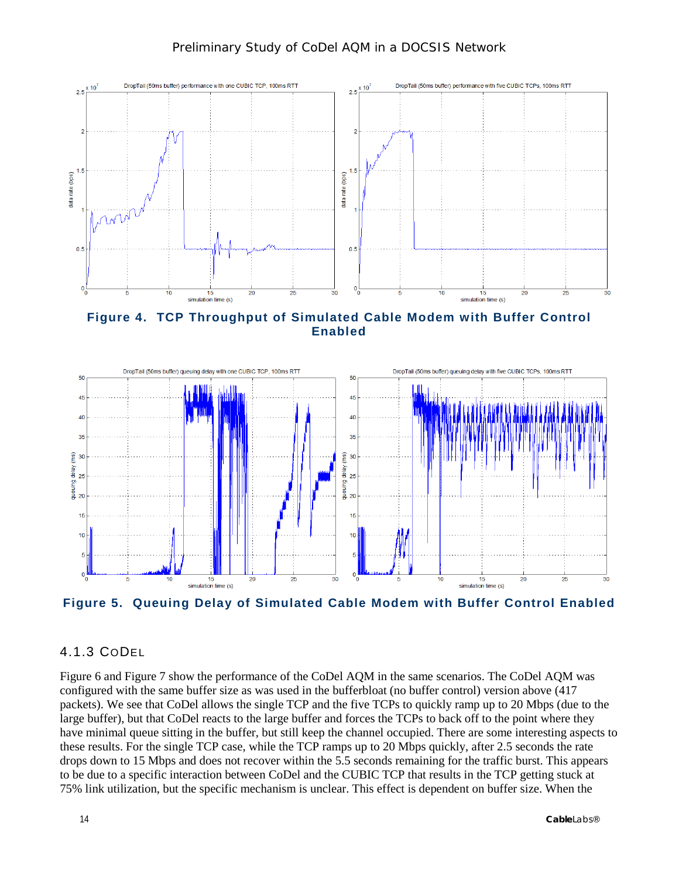DropTail (50ms buffer) performance with one CUBIC TCP, 100ms RTT

x 10^7

data rate (bps)

simulation time (s)

DropTail (50ms buffer) performance with five CUBIC TCPs, 100ms RTT

x 10^7

data rate (bps)

simulation time (s)

**Figure 4. TCP Throughput of Simulated Cable Modem with Buffer Control Enabled**

DropTail (50ms buffer) queuing delay with one CUBIC TCP, 100ms RTT

queuing delay (ms)

simulation time (s)

DropTail (50ms buffer) queuing delay with five CUBIC TCPs, 100ms RTT

queuing delay (ms)

simulation time (s)

**Figure 5. Queuing Delay of Simulated Cable Modem with Buffer Control Enabled**

### 4.1.3 CODEL

Figure 6 and Figure 7 show the performance of the CoDel AQM in the same scenarios. The CoDel AQM was configured with the same buffer size as was used in the bufferbloat (no buffer control) version above (417 packets). We see that CoDel allows the single TCP and the five TCPs to quickly ramp up to 20 Mbps (due to the large buffer), but that CoDel reacts to the large buffer and forces the TCPs to back off to the point where they have minimal queue sitting in the buffer, but still keep the channel occupied. There are some interesting aspects to these results. For the single TCP case, while the TCP ramps up to 20 Mbps quickly, after 2.5 seconds the rate drops down to 15 Mbps and does not recover within the 5.5 seconds remaining for the traffic burst. This appears to be due to a specific interaction between CoDel and the CUBIC TCP that results in the TCP getting stuck at 75% link utilization, but the specific mechanism is unclear. This effect is dependent on buffer size. When the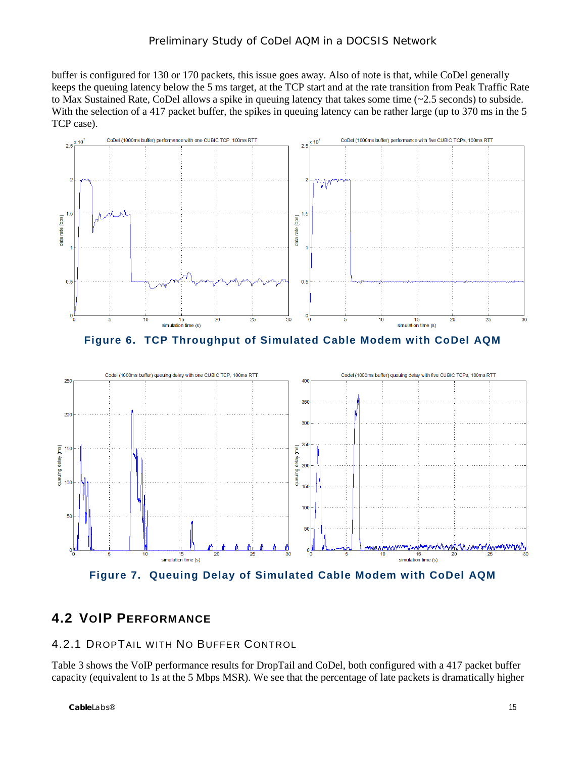buffer is configured for 130 or 170 packets, this issue goes away. Also of note is that, while CoDel generally keeps the queuing latency below the 5 ms target, at the TCP start and at the rate transition from Peak Traffic Rate to Max Sustained Rate, CoDel allows a spike in queuing latency that takes some time (~2.5 seconds) to subside. With the selection of a 417 packet buffer, the spikes in queuing latency can be rather large (up to 370 ms in the 5 TCP case).

CoDel (1000ms buffer) performance with one CUBIC TCP, 100ms RTT

CoDel (1000ms buffer) performance with five CUBIC TCPs, 100ms RTT

$x 10^7$

data rate (bps)

simulation time (s)

**Figure 6. TCP Throughput of Simulated Cable Modem with CoDel AQM**

Codel (1000ms buffer) queuing delay with one CUBIC TCP, 100ms RTT

Codel (1000ms buffer) queuing delay with five CUBIC TCPs, 100ms RTT

queuing delay (ms)

simulation time (s)

**Figure 7. Queuing Delay of Simulated Cable Modem with CoDel AQM**

## 4.2 VoIP Performance

### 4.2.1 DropTail with No Buffer Control

Table 3 shows the VoIP performance results for DropTail and CoDel, both configured with a 417 packet buffer capacity (equivalent to 1s at the 5 Mbps MSR). We see that the percentage of late packets is dramatically higher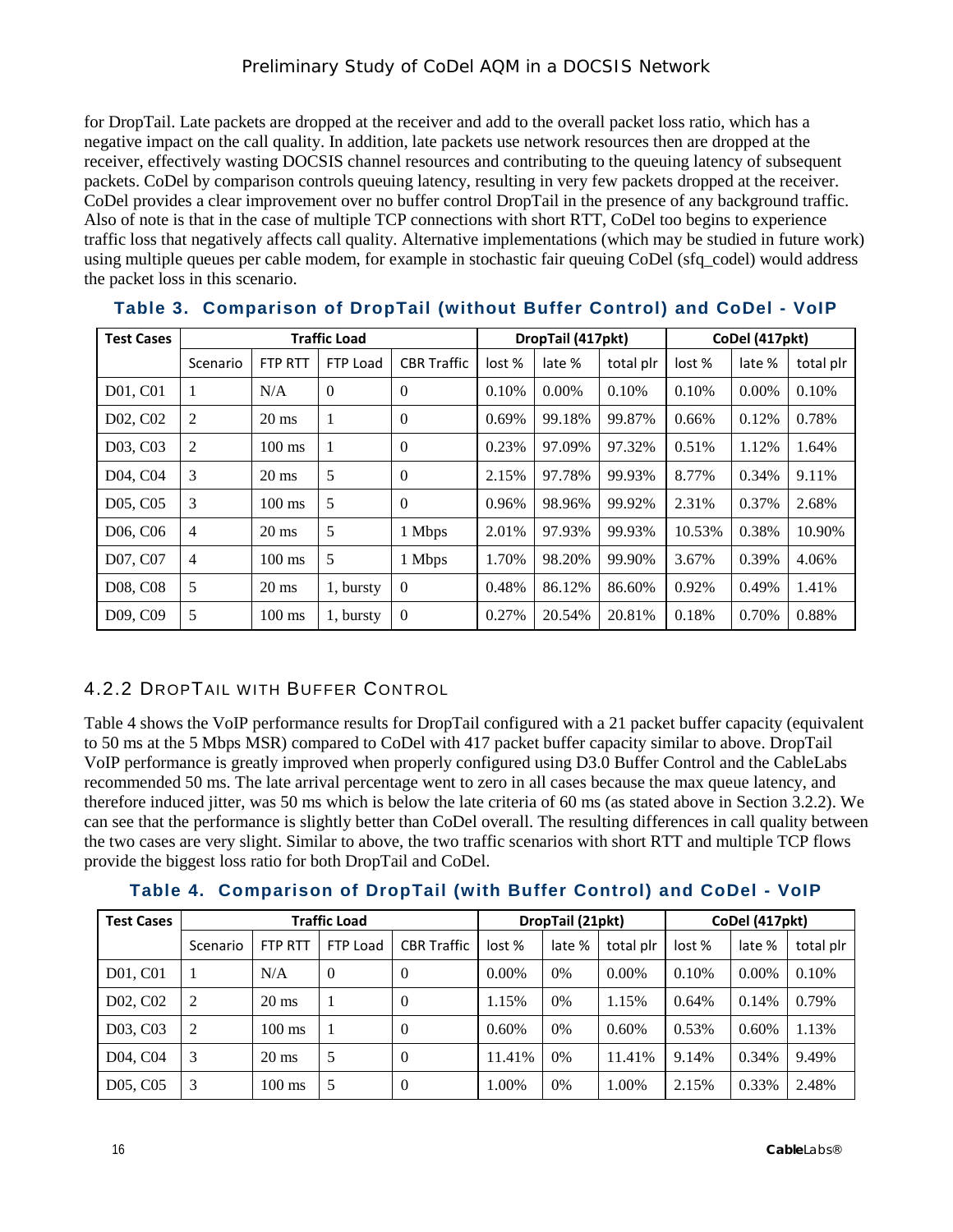for DropTail. Late packets are dropped at the receiver and add to the overall packet loss ratio, which has a negative impact on the call quality. In addition, late packets use network resources then are dropped at the receiver, effectively wasting DOCSIS channel resources and contributing to the queuing latency of subsequent packets. CoDel by comparison controls queuing latency, resulting in very few packets dropped at the receiver. CoDel provides a clear improvement over no buffer control DropTail in the presence of any background traffic. Also of note is that in the case of multiple TCP connections with short RTT, CoDel too begins to experience traffic loss that negatively affects call quality. Alternative implementations (which may be studied in future work) using multiple queues per cable modem, for example in stochastic fair queuing CoDel (sfq_codel) would address the packet loss in this scenario.

**Table 3. Comparison of DropTail (without Buffer Control) and CoDel - VoIP**

| Test Cases | Traffic Load | | | | DropTail (417pkt) | | | CoDel (417pkt) | | |
|---|---|---|---|---|---|---|---|---|---|---|
| | Scenario | FTP RTT | FTP Load | CBR Traffic | lost % | late % | total plr | lost % | late % | total plr |
| D01, C01 | 1 | N/A | 0 | 0 | 0.10% | 0.00% | 0.10% | 0.10% | 0.00% | 0.10% |
| D02, C02 | 2 | 20 ms | 1 | 0 | 0.69% | 99.18% | 99.87% | 0.66% | 0.12% | 0.78% |
| D03, C03 | 2 | 100 ms | 1 | 0 | 0.23% | 97.09% | 97.32% | 0.51% | 1.12% | 1.64% |
| D04, C04 | 3 | 20 ms | 5 | 0 | 2.15% | 97.78% | 99.93% | 8.77% | 0.34% | 9.11% |
| D05, C05 | 3 | 100 ms | 5 | 0 | 0.96% | 98.96% | 99.92% | 2.31% | 0.37% | 2.68% |
| D06, C06 | 4 | 20 ms | 5 | 1 Mbps | 2.01% | 97.93% | 99.93% | 10.53% | 0.38% | 10.90% |
| D07, C07 | 4 | 100 ms | 5 | 1 Mbps | 1.70% | 98.20% | 99.90% | 3.67% | 0.39% | 4.06% |
| D08, C08 | 5 | 20 ms | 1, bursty | 0 | 0.48% | 86.12% | 86.60% | 0.92% | 0.49% | 1.41% |
| D09, C09 | 5 | 100 ms | 1, bursty | 0 | 0.27% | 20.54% | 20.81% | 0.18% | 0.70% | 0.88% |

### 4.2.2 DropTail with Buffer Control

Table 4 shows the VoIP performance results for DropTail configured with a 21 packet buffer capacity (equivalent to 50 ms at the 5 Mbps MSR) compared to CoDel with 417 packet buffer capacity similar to above. DropTail VoIP performance is greatly improved when properly configured using D3.0 Buffer Control and the CableLabs recommended 50 ms. The late arrival percentage went to zero in all cases because the max queue latency, and therefore induced jitter, was 50 ms which is below the late criteria of 60 ms (as stated above in Section 3.2.2). We can see that the performance is slightly better than CoDel overall. The resulting differences in call quality between the two cases are very slight. Similar to above, the two traffic scenarios with short RTT and multiple TCP flows provide the biggest loss ratio for both DropTail and CoDel.

**Table 4. Comparison of DropTail (with Buffer Control) and CoDel - VoIP**

| Test Cases | Traffic Load | | | | DropTail (21pkt) | | | CoDel (417pkt) | | |
|---|---|---|---|---|---|---|---|---|---|---|
| | Scenario | FTP RTT | FTP Load | CBR Traffic | lost % | late % | total plr | lost % | late % | total plr |
| D01, C01 | 1 | N/A | 0 | 0 | 0.00% | 0% | 0.00% | 0.10% | 0.00% | 0.10% |
| D02, C02 | 2 | 20 ms | 1 | 0 | 1.15% | 0% | 1.15% | 0.64% | 0.14% | 0.79% |
| D03, C03 | 2 | 100 ms | 1 | 0 | 0.60% | 0% | 0.60% | 0.53% | 0.60% | 1.13% |
| D04, C04 | 3 | 20 ms | 5 | 0 | 11.41% | 0% | 11.41% | 9.14% | 0.34% | 9.49% |
| D05, C05 | 3 | 100 ms | 5 | 0 | 1.00% | 0% | 1.00% | 2.15% | 0.33% | 2.48% |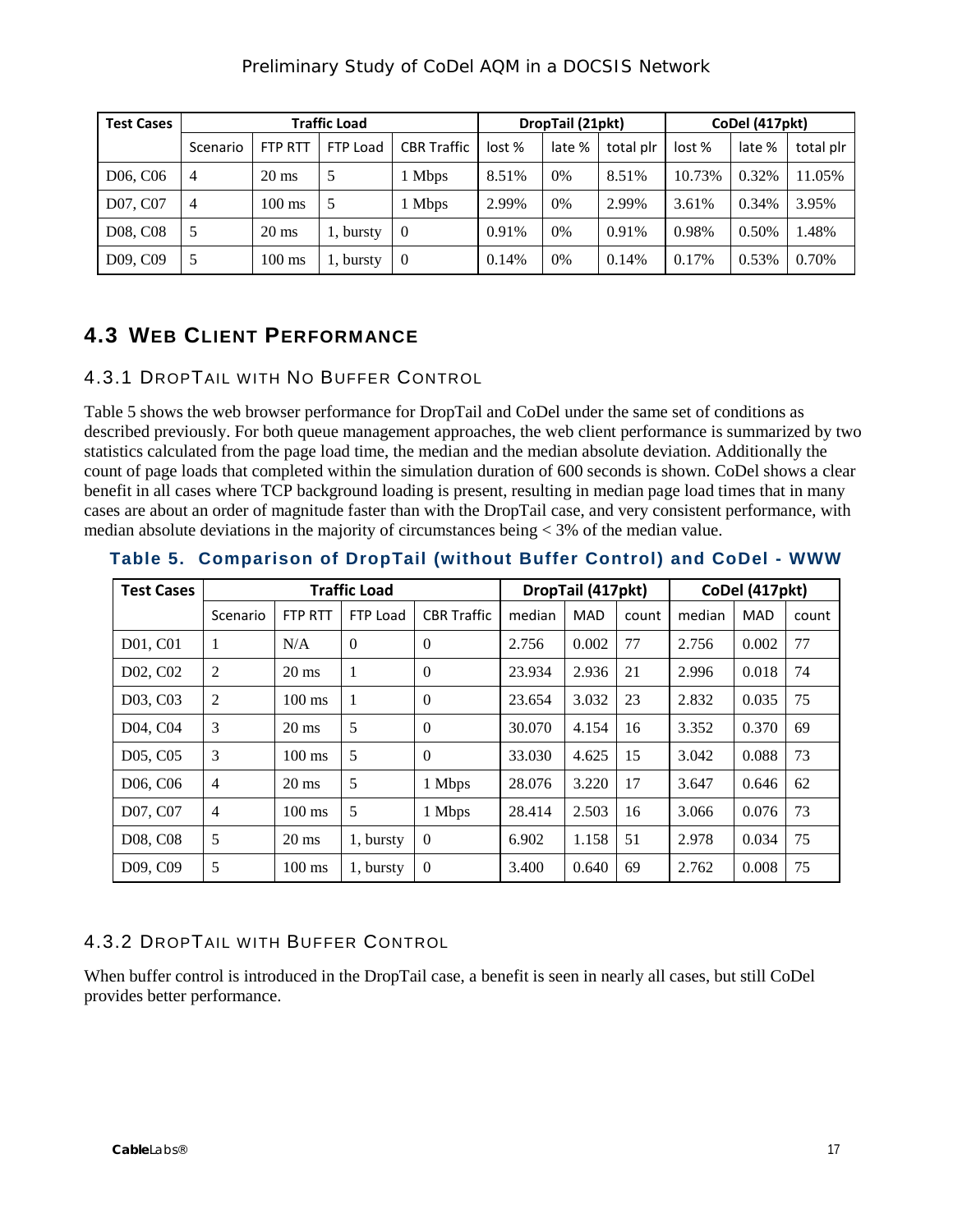| Test Cases | Traffic Load | | | | DropTail (21pkt) | | | CoDel (417pkt) | | |
|---|---|---|---|---|---|---|---|---|---|---|
| | Scenario | FTP RTT | FTP Load | CBR Traffic | lost % | late % | total plr | lost % | late % | total plr |
| D06, C06 | 4 | 20 ms | 5 | 1 Mbps | 8.51% | 0% | 8.51% | 10.73% | 0.32% | 11.05% |
| D07, C07 | 4 | 100 ms | 5 | 1 Mbps | 2.99% | 0% | 2.99% | 3.61% | 0.34% | 3.95% |
| D08, C08 | 5 | 20 ms | 1, bursty | 0 | 0.91% | 0% | 0.91% | 0.98% | 0.50% | 1.48% |
| D09, C09 | 5 | 100 ms | 1, bursty | 0 | 0.14% | 0% | 0.14% | 0.17% | 0.53% | 0.70% |

## 4.3 Web Client Performance

### 4.3.1 DropTail with No Buffer Control

Table 5 shows the web browser performance for DropTail and CoDel under the same set of conditions as described previously. For both queue management approaches, the web client performance is summarized by two statistics calculated from the page load time, the median and the median absolute deviation. Additionally the count of page loads that completed within the simulation duration of 600 seconds is shown. CoDel shows a clear benefit in all cases where TCP background loading is present, resulting in median page load times that in many cases are about an order of magnitude faster than with the DropTail case, and very consistent performance, with median absolute deviations in the majority of circumstances being < 3% of the median value.

**Table 5. Comparison of DropTail (without Buffer Control) and CoDel - WWW**

| Test Cases | Traffic Load | | | | DropTail (417pkt) | | | CoDel (417pkt) | | |
|---|---|---|---|---|---|---|---|---|---|---|
| | Scenario | FTP RTT | FTP Load | CBR Traffic | median | MAD | count | median | MAD | count |
| D01, C01 | 1 | N/A | 0 | 0 | 2.756 | 0.002 | 77 | 2.756 | 0.002 | 77 |
| D02, C02 | 2 | 20 ms | 1 | 0 | 23.934 | 2.936 | 21 | 2.996 | 0.018 | 74 |
| D03, C03 | 2 | 100 ms | 1 | 0 | 23.654 | 3.032 | 23 | 2.832 | 0.035 | 75 |
| D04, C04 | 3 | 20 ms | 5 | 0 | 30.070 | 4.154 | 16 | 3.352 | 0.370 | 69 |
| D05, C05 | 3 | 100 ms | 5 | 0 | 33.030 | 4.625 | 15 | 3.042 | 0.088 | 73 |
| D06, C06 | 4 | 20 ms | 5 | 1 Mbps | 28.076 | 3.220 | 17 | 3.647 | 0.646 | 62 |
| D07, C07 | 4 | 100 ms | 5 | 1 Mbps | 28.414 | 2.503 | 16 | 3.066 | 0.076 | 73 |
| D08, C08 | 5 | 20 ms | 1, bursty | 0 | 6.902 | 1.158 | 51 | 2.978 | 0.034 | 75 |
| D09, C09 | 5 | 100 ms | 1, bursty | 0 | 3.400 | 0.640 | 69 | 2.762 | 0.008 | 75 |

### 4.3.2 DropTail with Buffer Control

When buffer control is introduced in the DropTail case, a benefit is seen in nearly all cases, but still CoDel provides better performance.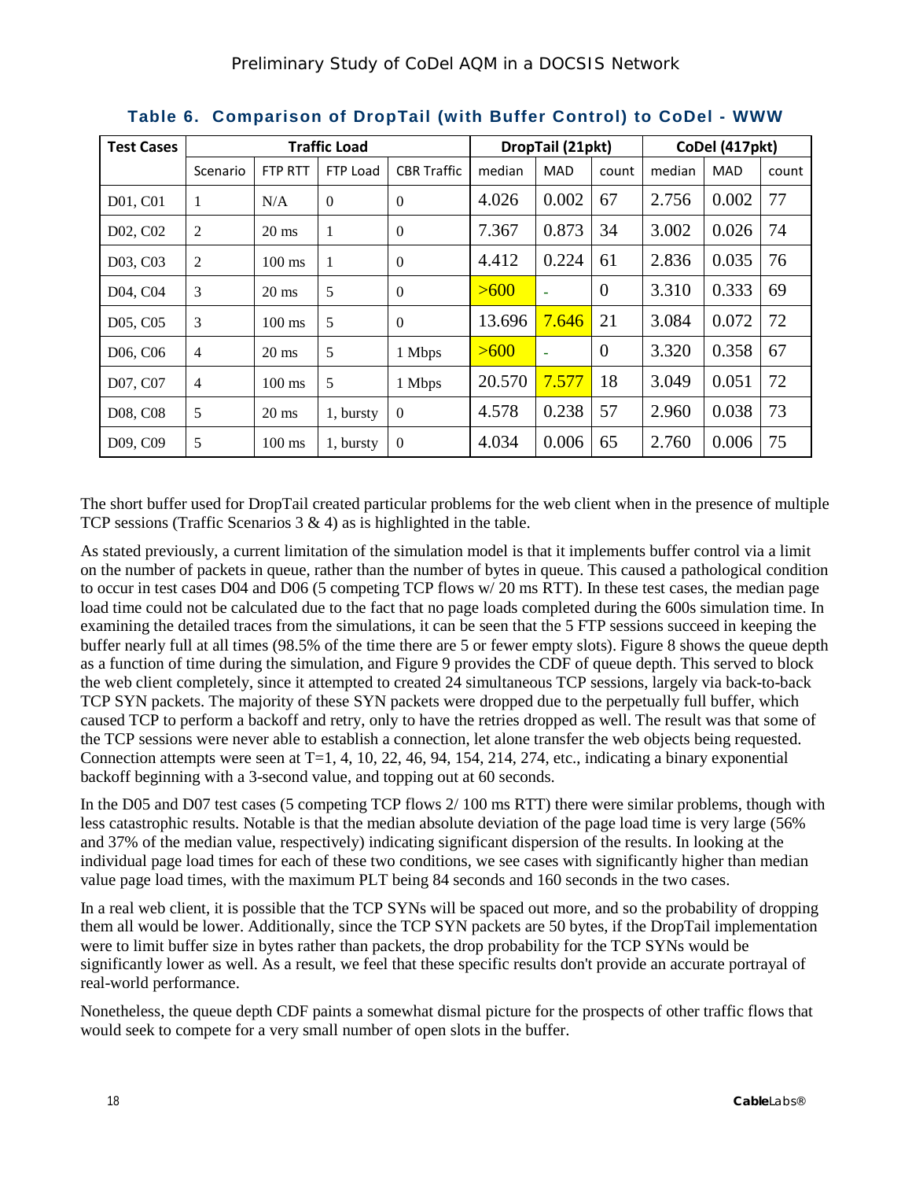**Table 6. Comparison of DropTail (with Buffer Control) to CoDel - WWW**

| Test Cases | Traffic Load | | | | DropTail (21pkt) | | | CoDel (417pkt) | | |
|---|---|---|---|---|---|---|---|---|---|---|
| | Scenario | FTP RTT | FTP Load | CBR Traffic | median | MAD | count | median | MAD | count |
| D01, C01 | 1 | N/A | 0 | 0 | 4.026 | 0.002 | 67 | 2.756 | 0.002 | 77 |
| D02, C02 | 2 | 20 ms | 1 | 0 | 7.367 | 0.873 | 34 | 3.002 | 0.026 | 74 |
| D03, C03 | 2 | 100 ms | 1 | 0 | 4.412 | 0.224 | 61 | 2.836 | 0.035 | 76 |
| D04, C04 | 3 | 20 ms | 5 | 0 | >600 | - | 0 | 3.310 | 0.333 | 69 |
| D05, C05 | 3 | 100 ms | 5 | 0 | 13.696 | 7.646 | 21 | 3.084 | 0.072 | 72 |
| D06, C06 | 4 | 20 ms | 5 | 1 Mbps | >600 | - | 0 | 3.320 | 0.358 | 67 |
| D07, C07 | 4 | 100 ms | 5 | 1 Mbps | 20.570 | 7.577 | 18 | 3.049 | 0.051 | 72 |
| D08, C08 | 5 | 20 ms | 1, bursty | 0 | 4.578 | 0.238 | 57 | 2.960 | 0.038 | 73 |
| D09, C09 | 5 | 100 ms | 1, bursty | 0 | 4.034 | 0.006 | 65 | 2.760 | 0.006 | 75 |

The short buffer used for DropTail created particular problems for the web client when in the presence of multiple TCP sessions (Traffic Scenarios 3 & 4) as is highlighted in the table.

As stated previously, a current limitation of the simulation model is that it implements buffer control via a limit on the number of packets in queue, rather than the number of bytes in queue. This caused a pathological condition to occur in test cases D04 and D06 (5 competing TCP flows w/ 20 ms RTT). In these test cases, the median page load time could not be calculated due to the fact that no page loads completed during the 600s simulation time. In examining the detailed traces from the simulations, it can be seen that the 5 FTP sessions succeed in keeping the buffer nearly full at all times (98.5% of the time there are 5 or fewer empty slots). Figure 8 shows the queue depth as a function of time during the simulation, and Figure 9 provides the CDF of queue depth. This served to block the web client completely, since it attempted to created 24 simultaneous TCP sessions, largely via back-to-back TCP SYN packets. The majority of these SYN packets were dropped due to the perpetually full buffer, which caused TCP to perform a backoff and retry, only to have the retries dropped as well. The result was that some of the TCP sessions were never able to establish a connection, let alone transfer the web objects being requested. Connection attempts were seen at T=1, 4, 10, 22, 46, 94, 154, 214, 274, etc., indicating a binary exponential backoff beginning with a 3-second value, and topping out at 60 seconds.

In the D05 and D07 test cases (5 competing TCP flows 2/ 100 ms RTT) there were similar problems, though with less catastrophic results. Notable is that the median absolute deviation of the page load time is very large (56% and 37% of the median value, respectively) indicating significant dispersion of the results. In looking at the individual page load times for each of these two conditions, we see cases with significantly higher than median value page load times, with the maximum PLT being 84 seconds and 160 seconds in the two cases.

In a real web client, it is possible that the TCP SYNs will be spaced out more, and so the probability of dropping them all would be lower. Additionally, since the TCP SYN packets are 50 bytes, if the DropTail implementation were to limit buffer size in bytes rather than packets, the drop probability for the TCP SYNs would be significantly lower as well. As a result, we feel that these specific results don't provide an accurate portrayal of real-world performance.

Nonetheless, the queue depth CDF paints a somewhat dismal picture for the prospects of other traffic flows that would seek to compete for a very small number of open slots in the buffer.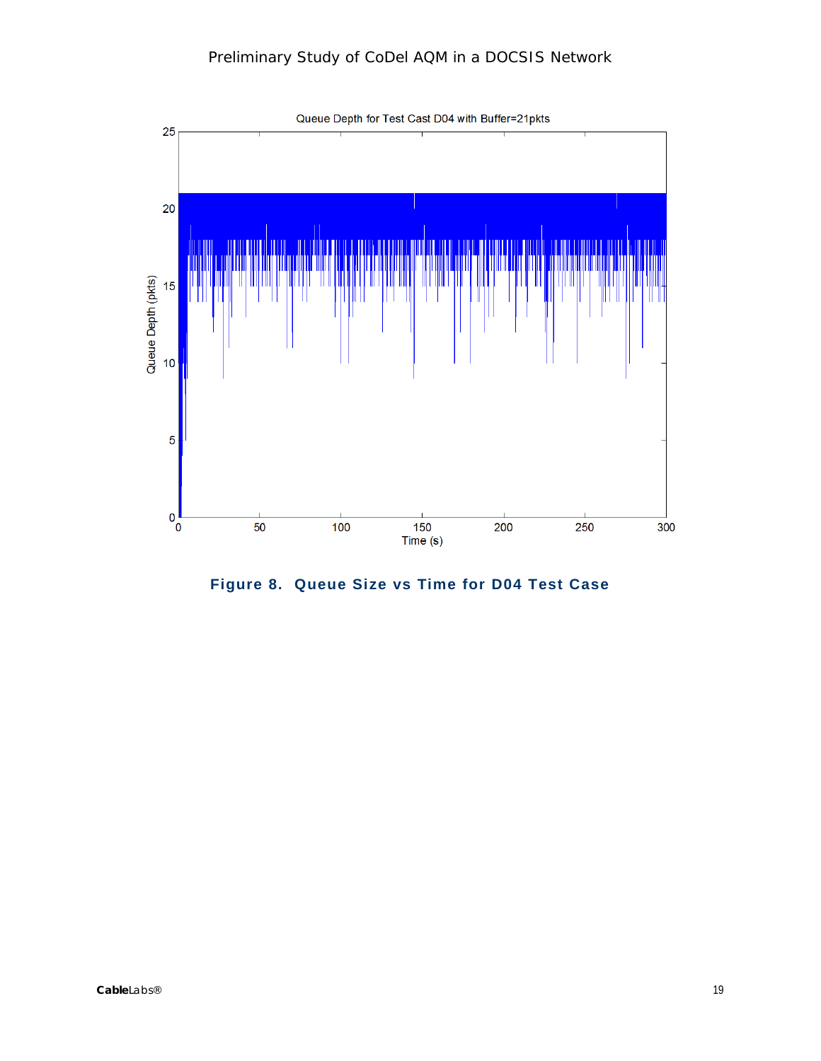Queue Depth for Test Cast D04 with Buffer=21pkts

Queue Depth (pkts)

25
20
15
10
5
0

0
50
100
150
200
250
300

Time (s)

**Figure 8. Queue Size vs Time for D04 Test Case**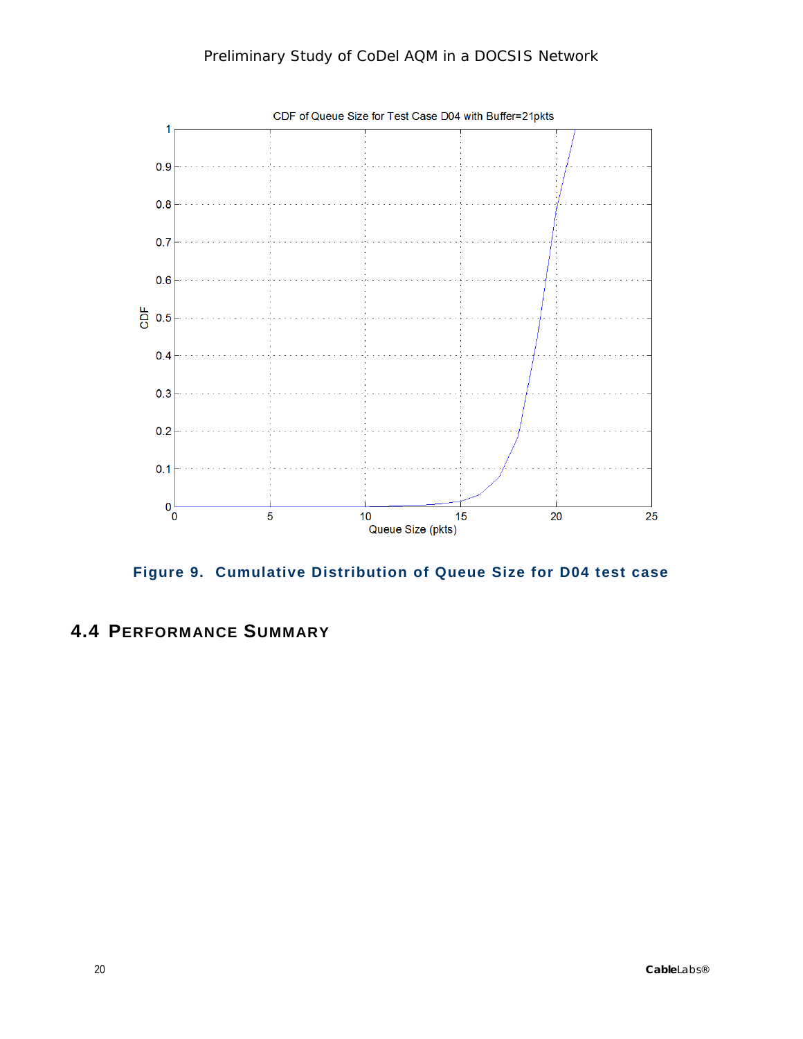CDF of Queue Size for Test Case D04 with Buffer=21pkts

CDF

0
0.1
0.2
0.3
0.4
0.5
0.6
0.7
0.8
0.9
1

0
5
10
15
20
25

Queue Size (pkts)

**Figure 9. Cumulative Distribution of Queue Size for D04 test case**

## 4.4 Performance Summary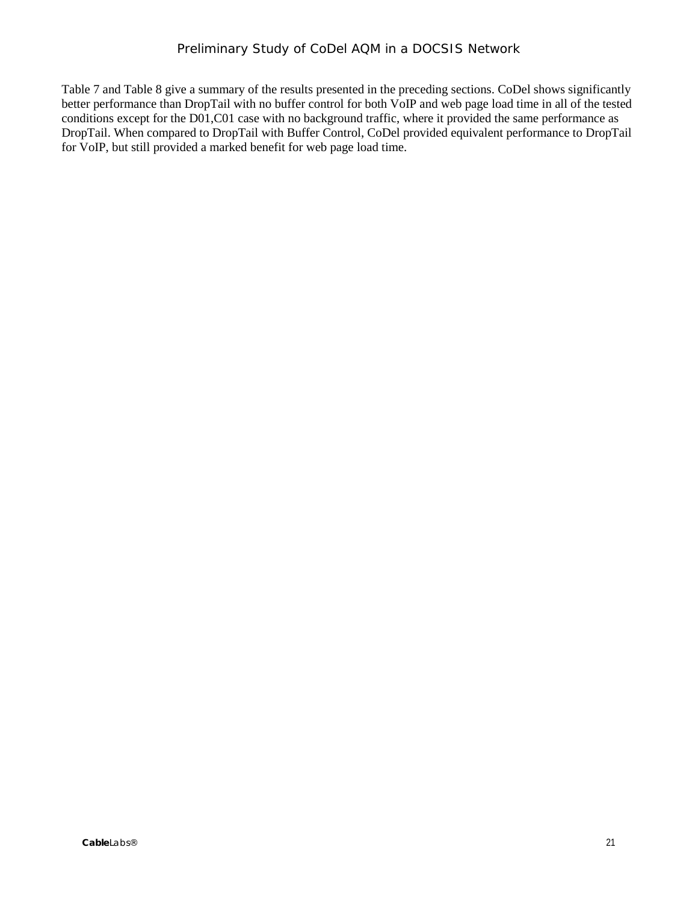Table 7 and Table 8 give a summary of the results presented in the preceding sections. CoDel shows significantly better performance than DropTail with no buffer control for both VoIP and web page load time in all of the tested conditions except for the D01,C01 case with no background traffic, where it provided the same performance as DropTail. When compared to DropTail with Buffer Control, CoDel provided equivalent performance to DropTail for VoIP, but still provided a marked benefit for web page load time.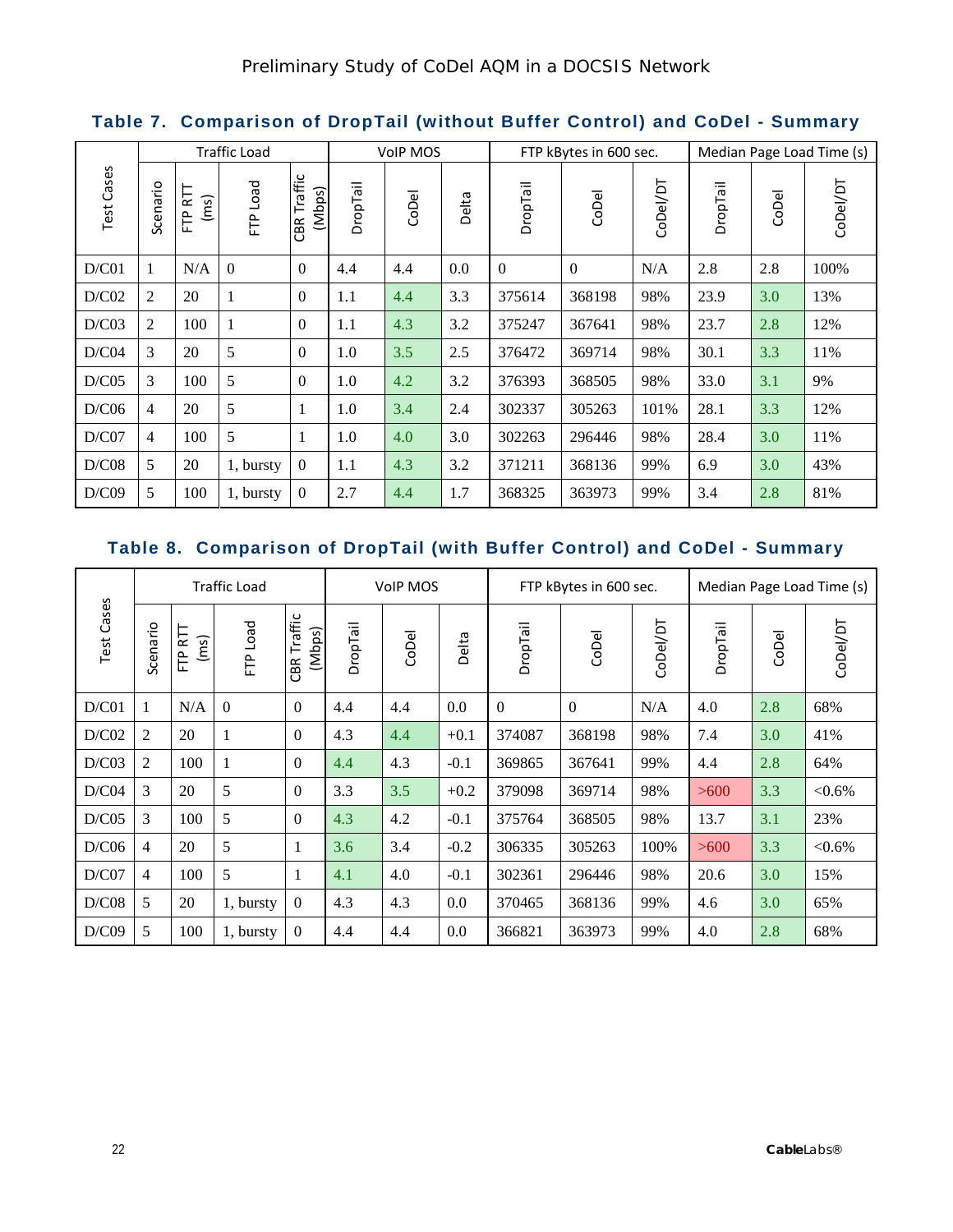## Table 7. Comparison of DropTail (without Buffer Control) and CoDel - Summary

| Test Cases | Traffic Load | | | | VoIP MOS | | | FTP kBytes in 600 sec. | | | Median Page Load Time (s) | | |
|---|---|---|---|---|---|---|---|---|---|---|---|---|---|
| | Scenario | FTP RTT (ms) | FTP Load | CBR Traffic (Mbps) | DropTail | CoDel | Delta | DropTail | CoDel | CoDel/DT | DropTail | CoDel | CoDel/DT |
| D/C01 | 1 | N/A | 0 | 0 | 4.4 | 4.4 | 0.0 | 0 | 0 | N/A | 2.8 | 2.8 | 100% |
| D/C02 | 2 | 20 | 1 | 0 | 1.1 | 4.4 | 3.3 | 375614 | 368198 | 98% | 23.9 | 3.0 | 13% |
| D/C03 | 2 | 100 | 1 | 0 | 1.1 | 4.3 | 3.2 | 375247 | 367641 | 98% | 23.7 | 2.8 | 12% |
| D/C04 | 3 | 20 | 5 | 0 | 1.0 | 3.5 | 2.5 | 376472 | 369714 | 98% | 30.1 | 3.3 | 11% |
| D/C05 | 3 | 100 | 5 | 0 | 1.0 | 4.2 | 3.2 | 376393 | 368505 | 98% | 33.0 | 3.1 | 9% |
| D/C06 | 4 | 20 | 5 | 1 | 1.0 | 3.4 | 2.4 | 302337 | 305263 | 101% | 28.1 | 3.3 | 12% |
| D/C07 | 4 | 100 | 5 | 1 | 1.0 | 4.0 | 3.0 | 302263 | 296446 | 98% | 28.4 | 3.0 | 11% |
| D/C08 | 5 | 20 | 1, bursty | 0 | 1.1 | 4.3 | 3.2 | 371211 | 368136 | 99% | 6.9 | 3.0 | 43% |
| D/C09 | 5 | 100 | 1, bursty | 0 | 2.7 | 4.4 | 1.7 | 368325 | 363973 | 99% | 3.4 | 2.8 | 81% |

## Table 8. Comparison of DropTail (with Buffer Control) and CoDel - Summary

| Test Cases | Traffic Load | | | | VoIP MOS | | | FTP kBytes in 600 sec. | | | Median Page Load Time (s) | | |
|---|---|---|---|---|---|---|---|---|---|---|---|---|---|
| | Scenario | FTP RTT (ms) | FTP Load | CBR Traffic (Mbps) | DropTail | CoDel | Delta | DropTail | CoDel | CoDel/DT | DropTail | CoDel | CoDel/DT |
| D/C01 | 1 | N/A | 0 | 0 | 4.4 | 4.4 | 0.0 | 0 | 0 | N/A | 4.0 | 2.8 | 68% |
| D/C02 | 2 | 20 | 1 | 0 | 4.3 | 4.4 | +0.1 | 374087 | 368198 | 98% | 7.4 | 3.0 | 41% |
| D/C03 | 2 | 100 | 1 | 0 | 4.4 | 4.3 | -0.1 | 369865 | 367641 | 99% | 4.4 | 2.8 | 64% |
| D/C04 | 3 | 20 | 5 | 0 | 3.3 | 3.5 | +0.2 | 379098 | 369714 | 98% | >600 | 3.3 | <0.6% |
| D/C05 | 3 | 100 | 5 | 0 | 4.3 | 4.2 | -0.1 | 375764 | 368505 | 98% | 13.7 | 3.1 | 23% |
| D/C06 | 4 | 20 | 5 | 1 | 3.6 | 3.4 | -0.2 | 306335 | 305263 | 100% | >600 | 3.3 | <0.6% |
| D/C07 | 4 | 100 | 5 | 1 | 4.1 | 4.0 | -0.1 | 302361 | 296446 | 98% | 20.6 | 3.0 | 15% |
| D/C08 | 5 | 20 | 1, bursty | 0 | 4.3 | 4.3 | 0.0 | 370465 | 368136 | 99% | 4.6 | 3.0 | 65% |
| D/C09 | 5 | 100 | 1, bursty | 0 | 4.4 | 4.4 | 0.0 | 366821 | 363973 | 99% | 4.0 | 2.8 | 68% |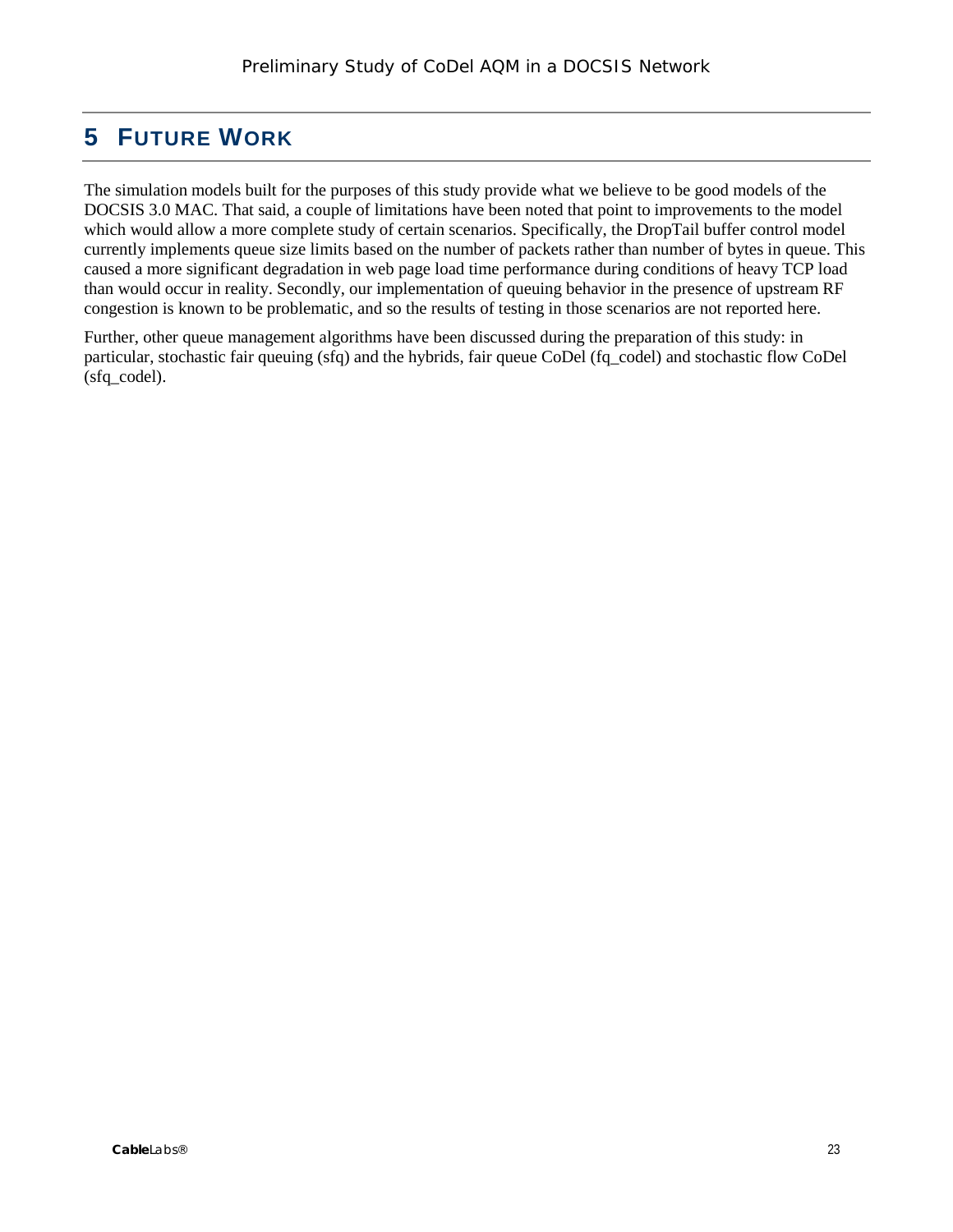# 5 FUTURE WORK

The simulation models built for the purposes of this study provide what we believe to be good models of the DOCSIS 3.0 MAC. That said, a couple of limitations have been noted that point to improvements to the model which would allow a more complete study of certain scenarios. Specifically, the DropTail buffer control model currently implements queue size limits based on the number of packets rather than number of bytes in queue. This caused a more significant degradation in web page load time performance during conditions of heavy TCP load than would occur in reality. Secondly, our implementation of queuing behavior in the presence of upstream RF congestion is known to be problematic, and so the results of testing in those scenarios are not reported here.

Further, other queue management algorithms have been discussed during the preparation of this study: in particular, stochastic fair queuing (sfq) and the hybrids, fair queue CoDel (fq_codel) and stochastic flow CoDel (sfq_codel).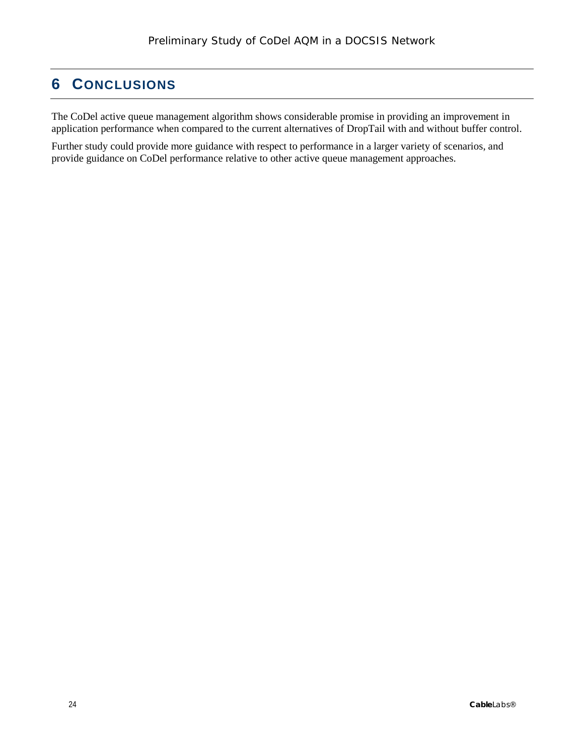# 6 CONCLUSIONS

The CoDel active queue management algorithm shows considerable promise in providing an improvement in application performance when compared to the current alternatives of DropTail with and without buffer control.

Further study could provide more guidance with respect to performance in a larger variety of scenarios, and provide guidance on CoDel performance relative to other active queue management approaches.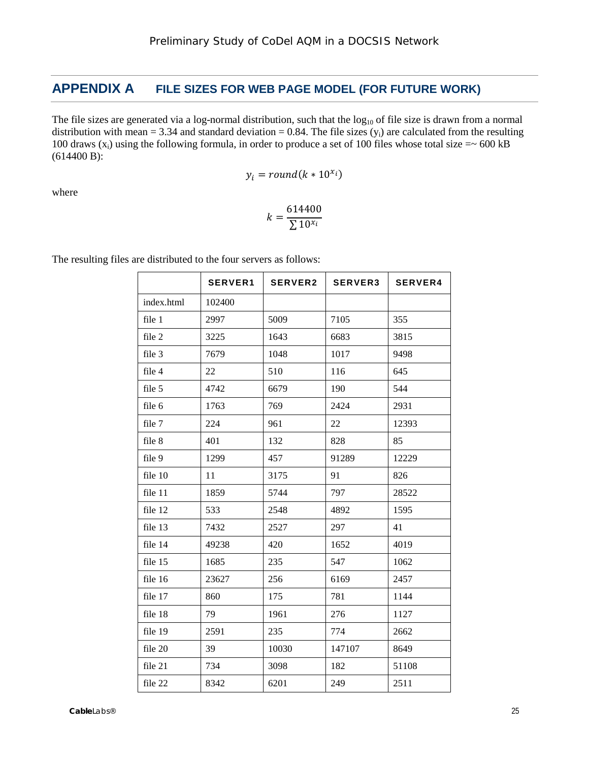# APPENDIX A FILE SIZES FOR WEB PAGE MODEL (FOR FUTURE WORK)

The file sizes are generated via a log-normal distribution, such that the $\log_{10}$ of file size is drawn from a normal distribution with mean = 3.34 and standard deviation = 0.84. The file sizes ($y_i$) are calculated from the resulting 100 draws ($x_i$) using the following formula, in order to produce a set of 100 files whose total size =~ 600 kB (614400 B):

$$y_i = round(k * 10^{x_i})$$

where

$$k = \frac{614400}{\sum 10^{x_i}}$$

The resulting files are distributed to the four servers as follows:

| | SERVER1 | SERVER2 | SERVER3 | SERVER4 |
|---|---|---|---|---|
| index.html | 102400 | | | |
| file 1 | 2997 | 5009 | 7105 | 355 |
| file 2 | 3225 | 1643 | 6683 | 3815 |
| file 3 | 7679 | 1048 | 1017 | 9498 |
| file 4 | 22 | 510 | 116 | 645 |
| file 5 | 4742 | 6679 | 190 | 544 |
| file 6 | 1763 | 769 | 2424 | 2931 |
| file 7 | 224 | 961 | 22 | 12393 |
| file 8 | 401 | 132 | 828 | 85 |
| file 9 | 1299 | 457 | 91289 | 12229 |
| file 10 | 11 | 3175 | 91 | 826 |
| file 11 | 1859 | 5744 | 797 | 28522 |
| file 12 | 533 | 2548 | 4892 | 1595 |
| file 13 | 7432 | 2527 | 297 | 41 |
| file 14 | 49238 | 420 | 1652 | 4019 |
| file 15 | 1685 | 235 | 547 | 1062 |
| file 16 | 23627 | 256 | 6169 | 2457 |
| file 17 | 860 | 175 | 781 | 1144 |
| file 18 | 79 | 1961 | 276 | 1127 |
| file 19 | 2591 | 235 | 774 | 2662 |
| file 20 | 39 | 10030 | 147107 | 8649 |
| file 21 | 734 | 3098 | 182 | 51108 |
| file 22 | 8342 | 6201 | 249 | 2511 |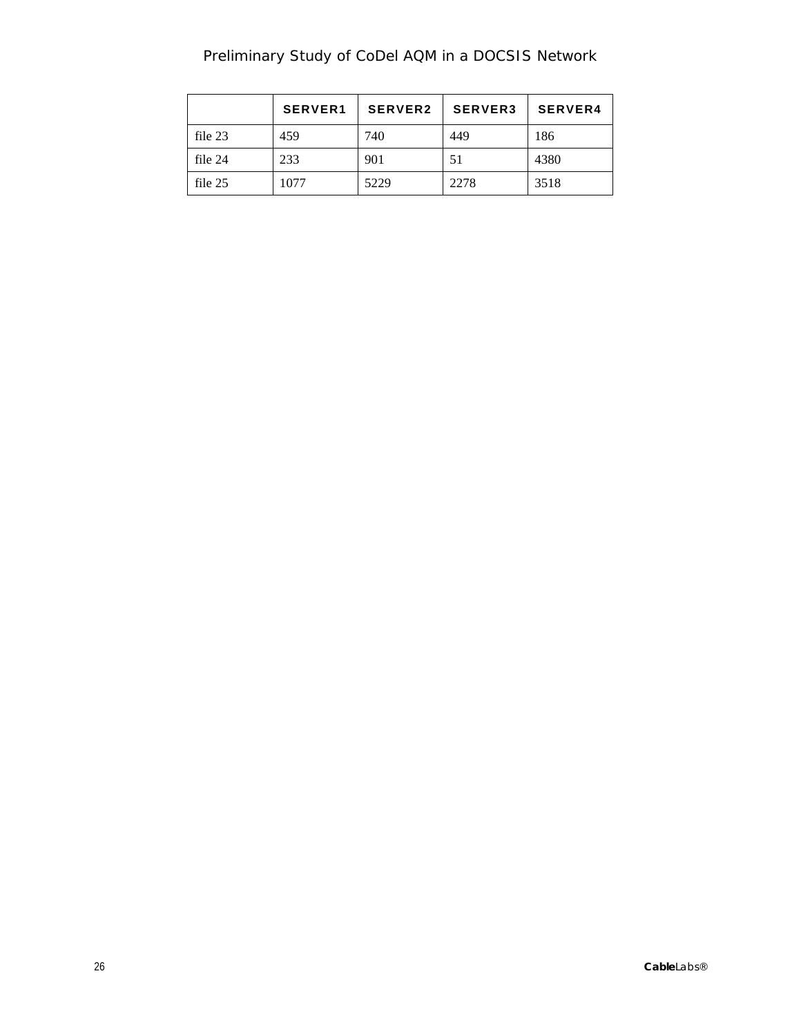| | SERVER1 | SERVER2 | SERVER3 | SERVER4 |
|---|---|---|---|---|
| file 23 | 459 | 740 | 449 | 186 |
| file 24 | 233 | 901 | 51 | 4380 |
| file 25 | 1077 | 5229 | 2278 | 3518 |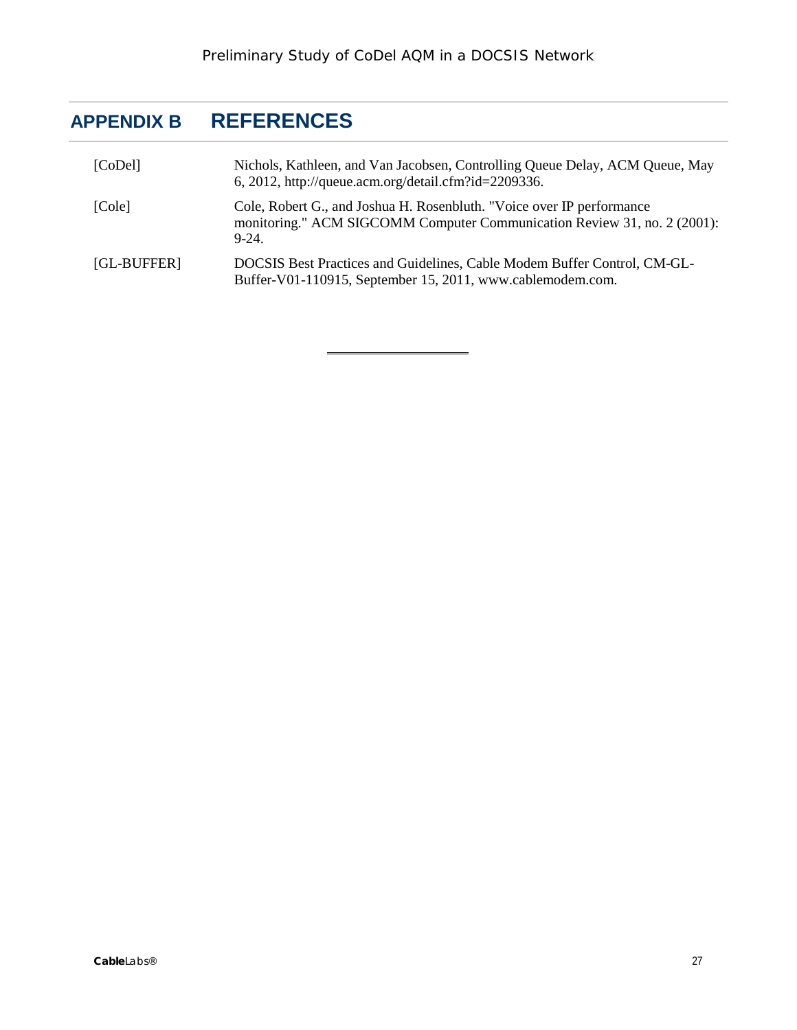# APPENDIX B REFERENCES

[CoDel] Nichols, Kathleen, and Van Jacobsen, Controlling Queue Delay, ACM Queue, May 6, 2012, http://queue.acm.org/detail.cfm?id=2209336.

[Cole] Cole, Robert G., and Joshua H. Rosenbluth. "Voice over IP performance monitoring." ACM SIGCOMM Computer Communication Review 31, no. 2 (2001): 9-24.

[GL-BUFFER] DOCSIS Best Practices and Guidelines, Cable Modem Buffer Control, CM-GL-Buffer-V01-110915, September 15, 2011, www.cablemodem.com.